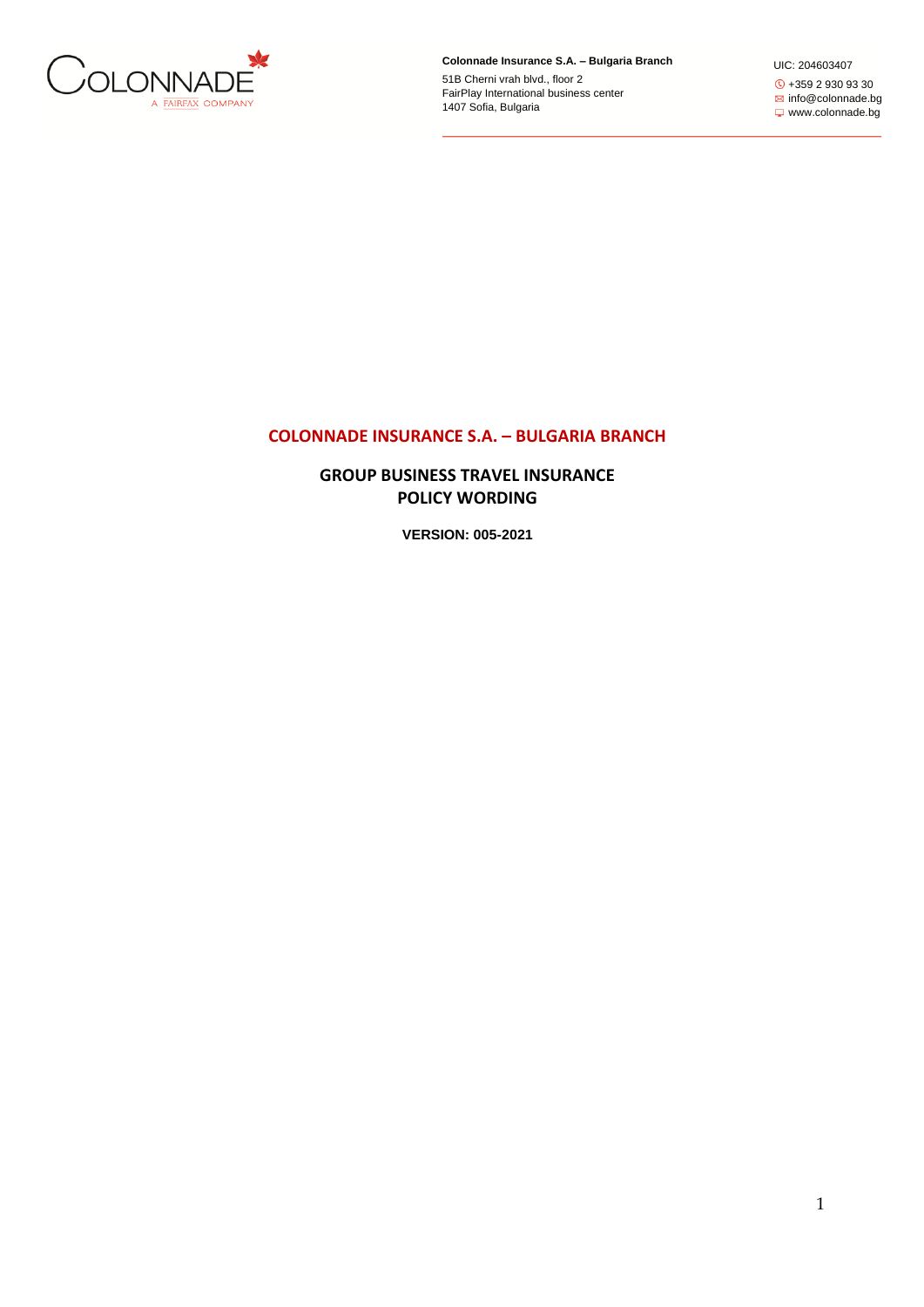**Colonnade Insurance S.A. – Bulgaria Branch**

51B Cherni vrah blvd., floor 2
FairPlay International business center
1407 Sofia, Bulgaria

UIC: 204603407
+359 2 930 93 30
info@colonnade.bg
www.colonnade.bg

# COLONNADE INSURANCE S.A. – BULGARIA BRANCH

## GROUP BUSINESS TRAVEL INSURANCE POLICY WORDING

**VERSION: 005-2021**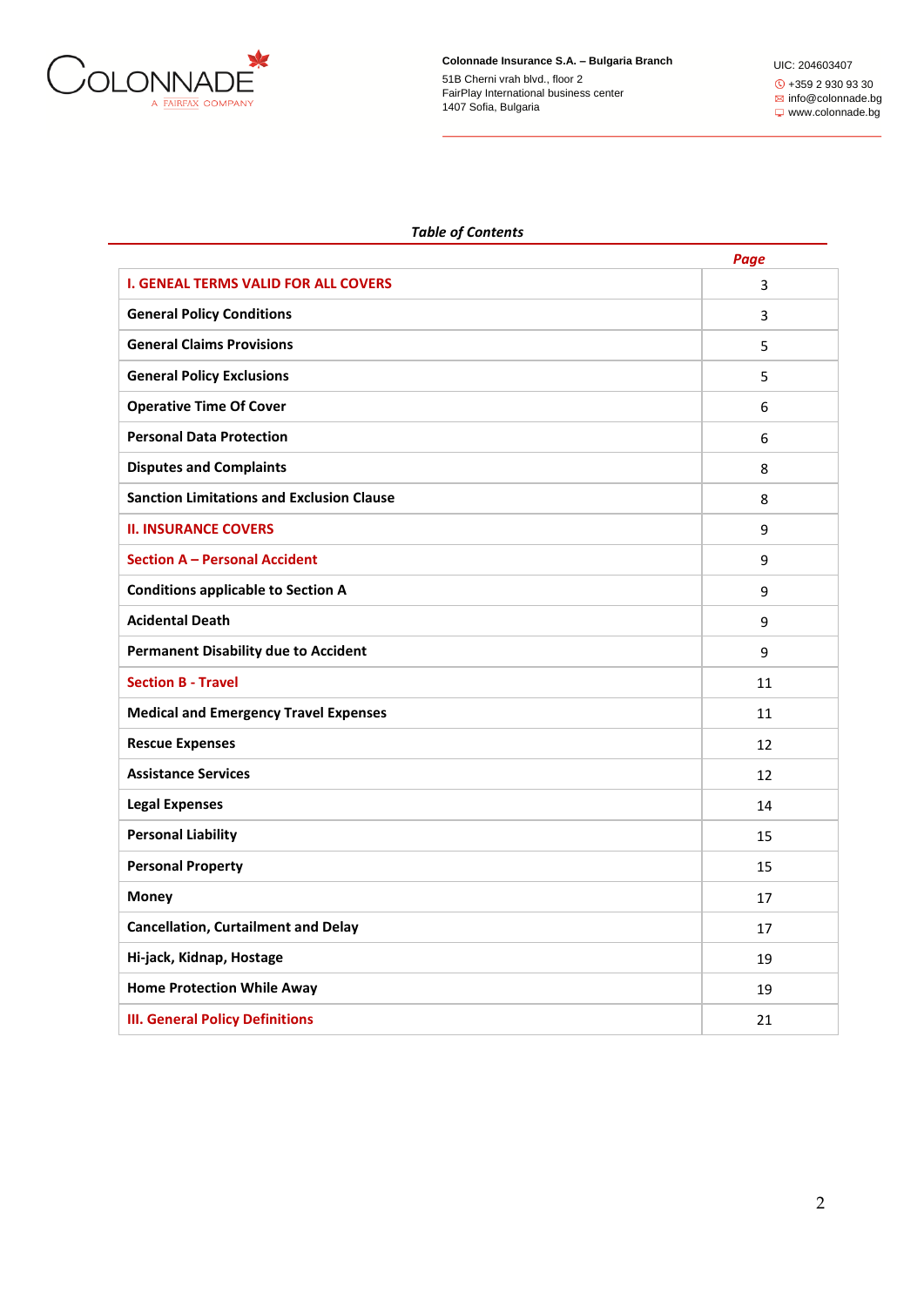Colonnade Insurance S.A. – Bulgaria Branch
51B Cherni vrah blvd., floor 2
FairPlay International business center
1407 Sofia, Bulgaria

UIC: 204603407
+359 2 930 93 30
info@colonnade.bg
www.colonnade.bg

***Table of Contents***

| | *Page* |
|---|---|
| **I. GENEAL TERMS VALID FOR ALL COVERS** | 3 |
| **General Policy Conditions** | 3 |
| **General Claims Provisions** | 5 |
| **General Policy Exclusions** | 5 |
| **Operative Time Of Cover** | 6 |
| **Personal Data Protection** | 6 |
| **Disputes and Complaints** | 8 |
| **Sanction Limitations and Exclusion Clause** | 8 |
| **II. INSURANCE COVERS** | 9 |
| **Section A – Personal Accident** | 9 |
| **Conditions applicable to Section A** | 9 |
| **Acidental Death** | 9 |
| **Permanent Disability due to Accident** | 9 |
| **Section B - Travel** | 11 |
| **Medical and Emergency Travel Expenses** | 11 |
| **Rescue Expenses** | 12 |
| **Assistance Services** | 12 |
| **Legal Expenses** | 14 |
| **Personal Liability** | 15 |
| **Personal Property** | 15 |
| **Money** | 17 |
| **Cancellation, Curtailment and Delay** | 17 |
| **Hi-jack, Kidnap, Hostage** | 19 |
| **Home Protection While Away** | 19 |
| **III. General Policy Definitions** | 21 |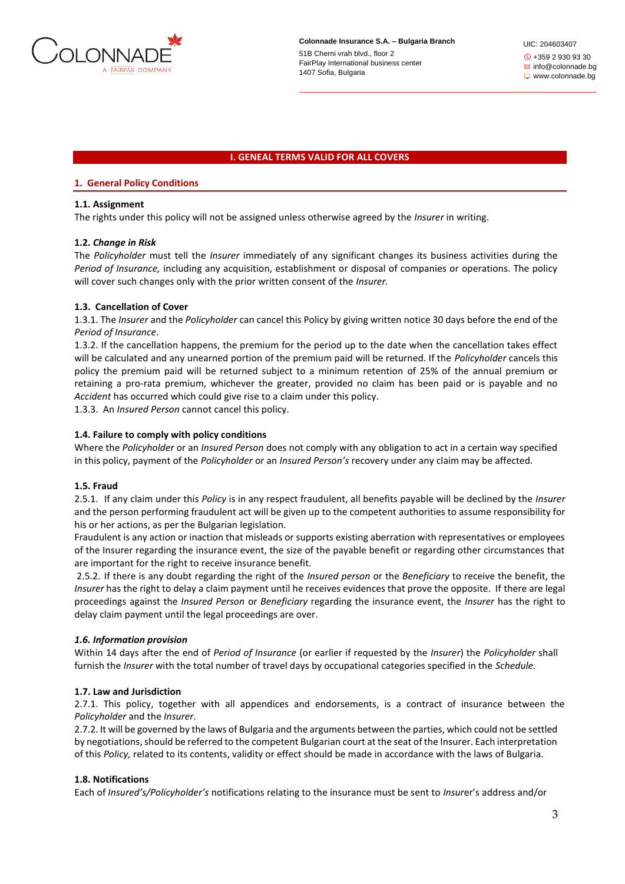## I. GENEAL TERMS VALID FOR ALL COVERS

### 1. General Policy Conditions

**1.1. Assignment**
The rights under this policy will not be assigned unless otherwise agreed by the *Insurer* in writing.

**1.2. *Change in Risk***
The *Policyholder* must tell the *Insurer* immediately of any significant changes its business activities during the *Period of Insurance,* including any acquisition, establishment or disposal of companies or operations. The policy will cover such changes only with the prior written consent of the *Insurer.*

**1.3. Cancellation of Cover**
1.3.1. The *Insurer* and the *Policyholder* can cancel this Policy by giving written notice 30 days before the end of the *Period of Insurance*.
1.3.2. If the cancellation happens, the premium for the period up to the date when the cancellation takes effect will be calculated and any unearned portion of the premium paid will be returned. If the *Policyholder* cancels this policy the premium paid will be returned subject to a minimum retention of 25% of the annual premium or retaining a pro-rata premium, whichever the greater, provided no claim has been paid or is payable and no *Accident* has occurred which could give rise to a claim under this policy.
1.3.3. An *Insured Person* cannot cancel this policy.

**1.4. Failure to comply with policy conditions**
Where the *Policyholder* or an *Insured Person* does not comply with any obligation to act in a certain way specified in this policy, payment of the *Policyholder* or an *Insured Person's* recovery under any claim may be affected.

**1.5. Fraud**
2.5.1. If any claim under this *Policy* is in any respect fraudulent, all benefits payable will be declined by the *Insurer* and the person performing fraudulent act will be given up to the competent authorities to assume responsibility for his or her actions, as per the Bulgarian legislation.
Fraudulent is any action or inaction that misleads or supports existing aberration with representatives or employees of the Insurer regarding the insurance event, the size of the payable benefit or regarding other circumstances that are important for the right to receive insurance benefit.
2.5.2. If there is any doubt regarding the right of the *Insured person* or the *Beneficiary* to receive the benefit, the *Insurer* has the right to delay a claim payment until he receives evidences that prove the opposite. If there are legal proceedings against the *Insured Person* or *Beneficiary* regarding the insurance event, the *Insurer* has the right to delay claim payment until the legal proceedings are over.

***1.6. Information provision***
Within 14 days after the end of *Period of Insurance* (or earlier if requested by the *Insurer*) the *Policyholder* shall furnish the *Insurer* with the total number of travel days by occupational categories specified in the *Schedule*.

**1.7. Law and Jurisdiction**
2.7.1. This policy, together with all appendices and endorsements, is a contract of insurance between the *Policyholder* and the *Insurer*.
2.7.2. It will be governed by the laws of Bulgaria and the arguments between the parties, which could not be settled by negotiations, should be referred to the competent Bulgarian court at the seat of the Insurer. Each interpretation of this *Policy,* related to its contents, validity or effect should be made in accordance with the laws of Bulgaria.

**1.8. Notifications**
Each of *Insured's/Policyholder's* notifications relating to the insurance must be sent to *Insure*r's address and/or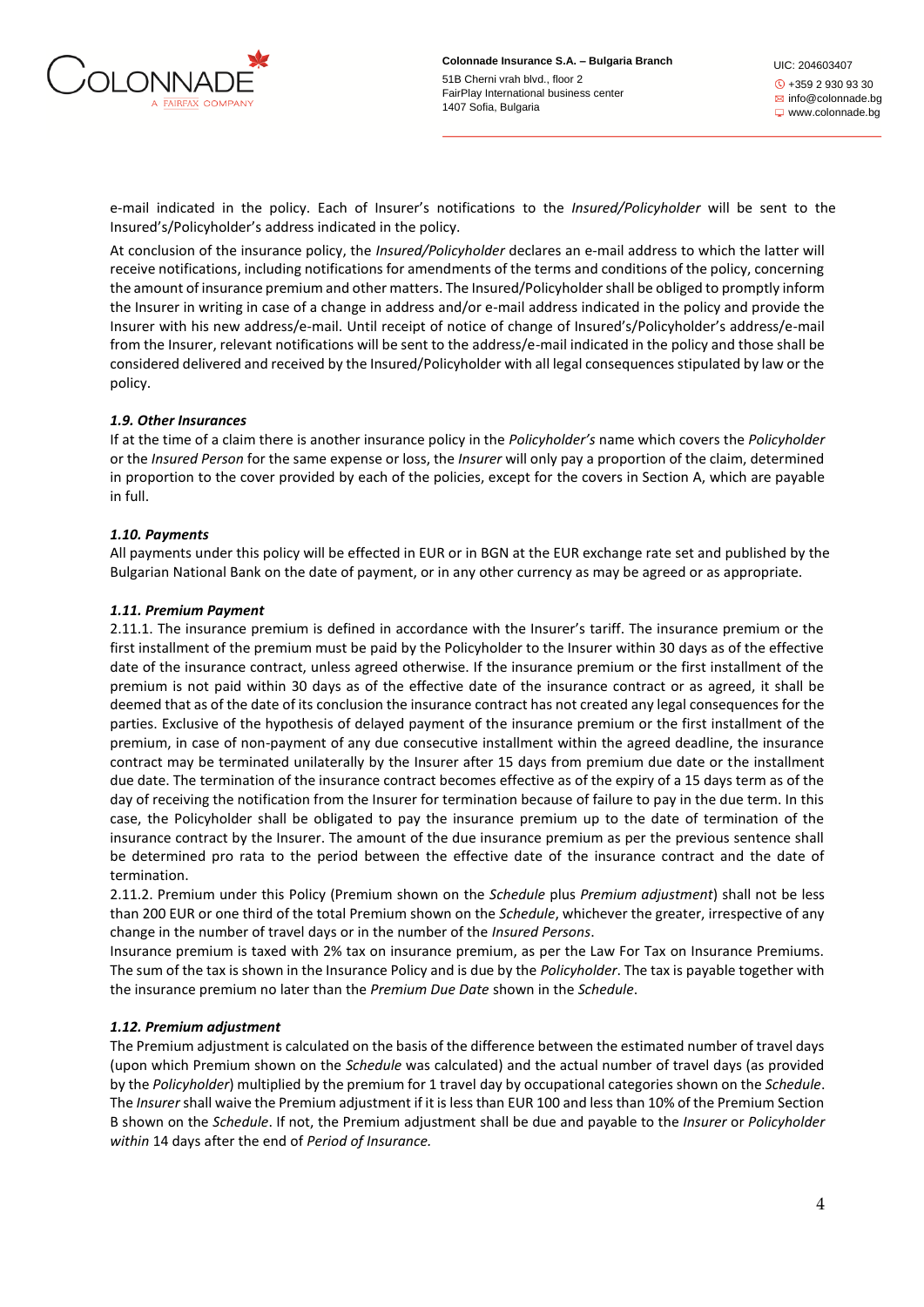e-mail indicated in the policy. Each of Insurer's notifications to the *Insured/Policyholder* will be sent to the Insured's/Policyholder's address indicated in the policy.

At conclusion of the insurance policy, the *Insured/Policyholder* declares an e-mail address to which the latter will receive notifications, including notifications for amendments of the terms and conditions of the policy, concerning the amount of insurance premium and other matters. The Insured/Policyholder shall be obliged to promptly inform the Insurer in writing in case of a change in address and/or e-mail address indicated in the policy and provide the Insurer with his new address/e-mail. Until receipt of notice of change of Insured's/Policyholder's address/e-mail from the Insurer, relevant notifications will be sent to the address/e-mail indicated in the policy and those shall be considered delivered and received by the Insured/Policyholder with all legal consequences stipulated by law or the policy.

### *1.9. Other Insurances*

If at the time of a claim there is another insurance policy in the *Policyholder's* name which covers the *Policyholder* or the *Insured Person* for the same expense or loss, the *Insurer* will only pay a proportion of the claim, determined in proportion to the cover provided by each of the policies, except for the covers in Section A, which are payable in full.

### *1.10. Payments*

All payments under this policy will be effected in EUR or in BGN at the EUR exchange rate set and published by the Bulgarian National Bank on the date of payment, or in any other currency as may be agreed or as appropriate.

### *1.11. Premium Payment*

2.11.1. The insurance premium is defined in accordance with the Insurer's tariff. The insurance premium or the first installment of the premium must be paid by the Policyholder to the Insurer within 30 days as of the effective date of the insurance contract, unless agreed otherwise. If the insurance premium or the first installment of the premium is not paid within 30 days as of the effective date of the insurance contract or as agreed, it shall be deemed that as of the date of its conclusion the insurance contract has not created any legal consequences for the parties. Exclusive of the hypothesis of delayed payment of the insurance premium or the first installment of the premium, in case of non-payment of any due consecutive installment within the agreed deadline, the insurance contract may be terminated unilaterally by the Insurer after 15 days from premium due date or the installment due date. The termination of the insurance contract becomes effective as of the expiry of a 15 days term as of the day of receiving the notification from the Insurer for termination because of failure to pay in the due term. In this case, the Policyholder shall be obligated to pay the insurance premium up to the date of termination of the insurance contract by the Insurer. The amount of the due insurance premium as per the previous sentence shall be determined pro rata to the period between the effective date of the insurance contract and the date of termination.

2.11.2. Premium under this Policy (Premium shown on the *Schedule* plus *Premium adjustment*) shall not be less than 200 EUR or one third of the total Premium shown on the *Schedule*, whichever the greater, irrespective of any change in the number of travel days or in the number of the *Insured Persons*.

Insurance premium is taxed with 2% tax on insurance premium, as per the Law For Tax on Insurance Premiums. The sum of the tax is shown in the Insurance Policy and is due by the *Policyholder*. The tax is payable together with the insurance premium no later than the *Premium Due Date* shown in the *Schedule*.

### *1.12. Premium adjustment*

The Premium adjustment is calculated on the basis of the difference between the estimated number of travel days (upon which Premium shown on the *Schedule* was calculated) and the actual number of travel days (as provided by the *Policyholder*) multiplied by the premium for 1 travel day by occupational categories shown on the *Schedule*. The *Insurer* shall waive the Premium adjustment if it is less than EUR 100 and less than 10% of the Premium Section B shown on the *Schedule*. If not, the Premium adjustment shall be due and payable to the *Insurer* or *Policyholder within* 14 days after the end of *Period of Insurance.*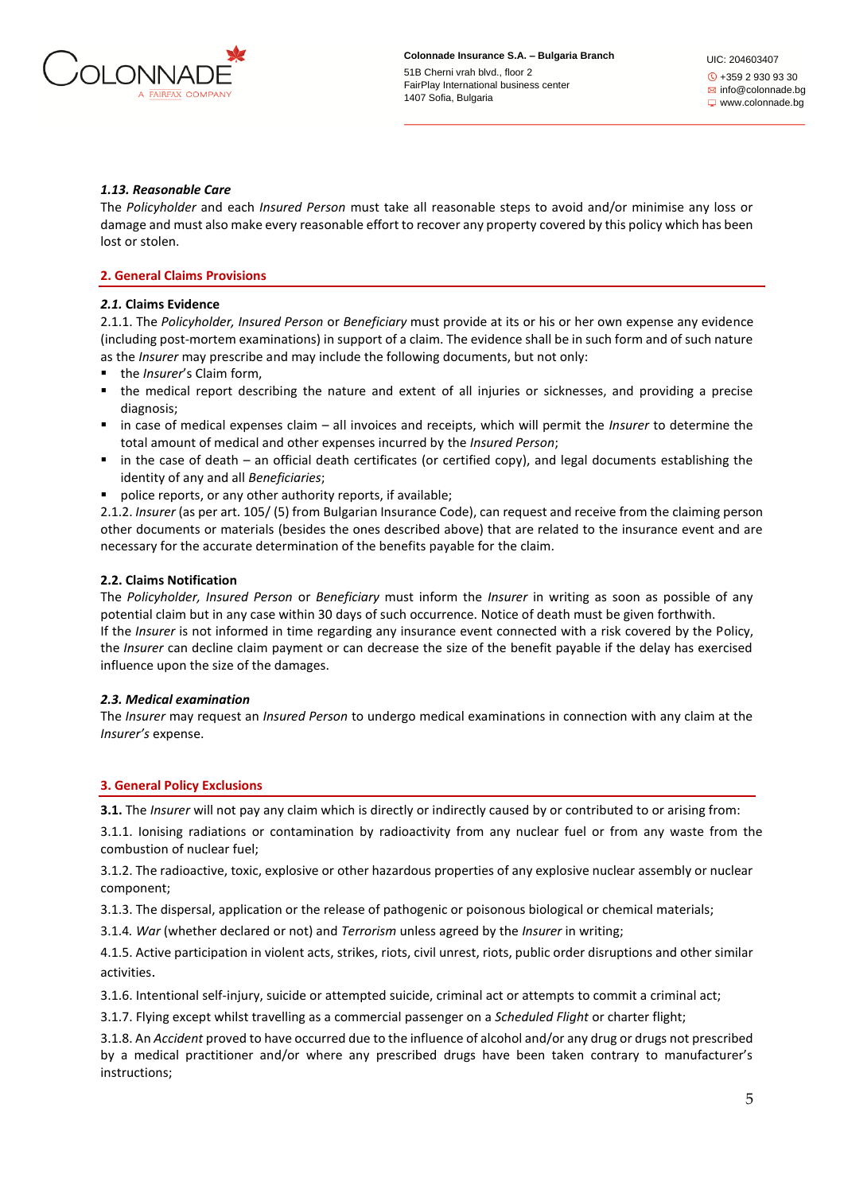#### *1.13. Reasonable Care*

The *Policyholder* and each *Insured Person* must take all reasonable steps to avoid and/or minimise any loss or damage and must also make every reasonable effort to recover any property covered by this policy which has been lost or stolen.

## 2. General Claims Provisions

#### *2.1.* Claims Evidence

2.1.1. The *Policyholder, Insured Person* or *Beneficiary* must provide at its or his or her own expense any evidence (including post-mortem examinations) in support of a claim. The evidence shall be in such form and of such nature as the *Insurer* may prescribe and may include the following documents, but not only:

- the *Insurer*'s Claim form,
- the medical report describing the nature and extent of all injuries or sicknesses, and providing a precise diagnosis;
- in case of medical expenses claim – all invoices and receipts, which will permit the *Insurer* to determine the total amount of medical and other expenses incurred by the *Insured Person*;
- in the case of death – an official death certificates (or certified copy), and legal documents establishing the identity of any and all *Beneficiaries*;
- police reports, or any other authority reports, if available;

2.1.2. *Insurer* (as per art. 105/ (5) from Bulgarian Insurance Code), can request and receive from the claiming person other documents or materials (besides the ones described above) that are related to the insurance event and are necessary for the accurate determination of the benefits payable for the claim.

#### 2.2. Claims Notification

The *Policyholder, Insured Person* or *Beneficiary* must inform the *Insurer* in writing as soon as possible of any potential claim but in any case within 30 days of such occurrence. Notice of death must be given forthwith.

If the *Insurer* is not informed in time regarding any insurance event connected with a risk covered by the Policy, the *Insurer* can decline claim payment or can decrease the size of the benefit payable if the delay has exercised influence upon the size of the damages.

#### *2.3. Medical examination*

The *Insurer* may request an *Insured Person* to undergo medical examinations in connection with any claim at the *Insurer's* expense.

## 3. General Policy Exclusions

**3.1.** The *Insurer* will not pay any claim which is directly or indirectly caused by or contributed to or arising from:

3.1.1. Ionising radiations or contamination by radioactivity from any nuclear fuel or from any waste from the combustion of nuclear fuel;

3.1.2. The radioactive, toxic, explosive or other hazardous properties of any explosive nuclear assembly or nuclear component;

3.1.3. The dispersal, application or the release of pathogenic or poisonous biological or chemical materials;

3.1.4. *War* (whether declared or not) and *Terrorism* unless agreed by the *Insurer* in writing;

4.1.5. Active participation in violent acts, strikes, riots, civil unrest, riots, public order disruptions and other similar activities.

3.1.6. Intentional self-injury, suicide or attempted suicide, criminal act or attempts to commit a criminal act;

3.1.7. Flying except whilst travelling as a commercial passenger on a *Scheduled Flight* or charter flight;

3.1.8. An *Accident* proved to have occurred due to the influence of alcohol and/or any drug or drugs not prescribed by a medical practitioner and/or where any prescribed drugs have been taken contrary to manufacturer's instructions;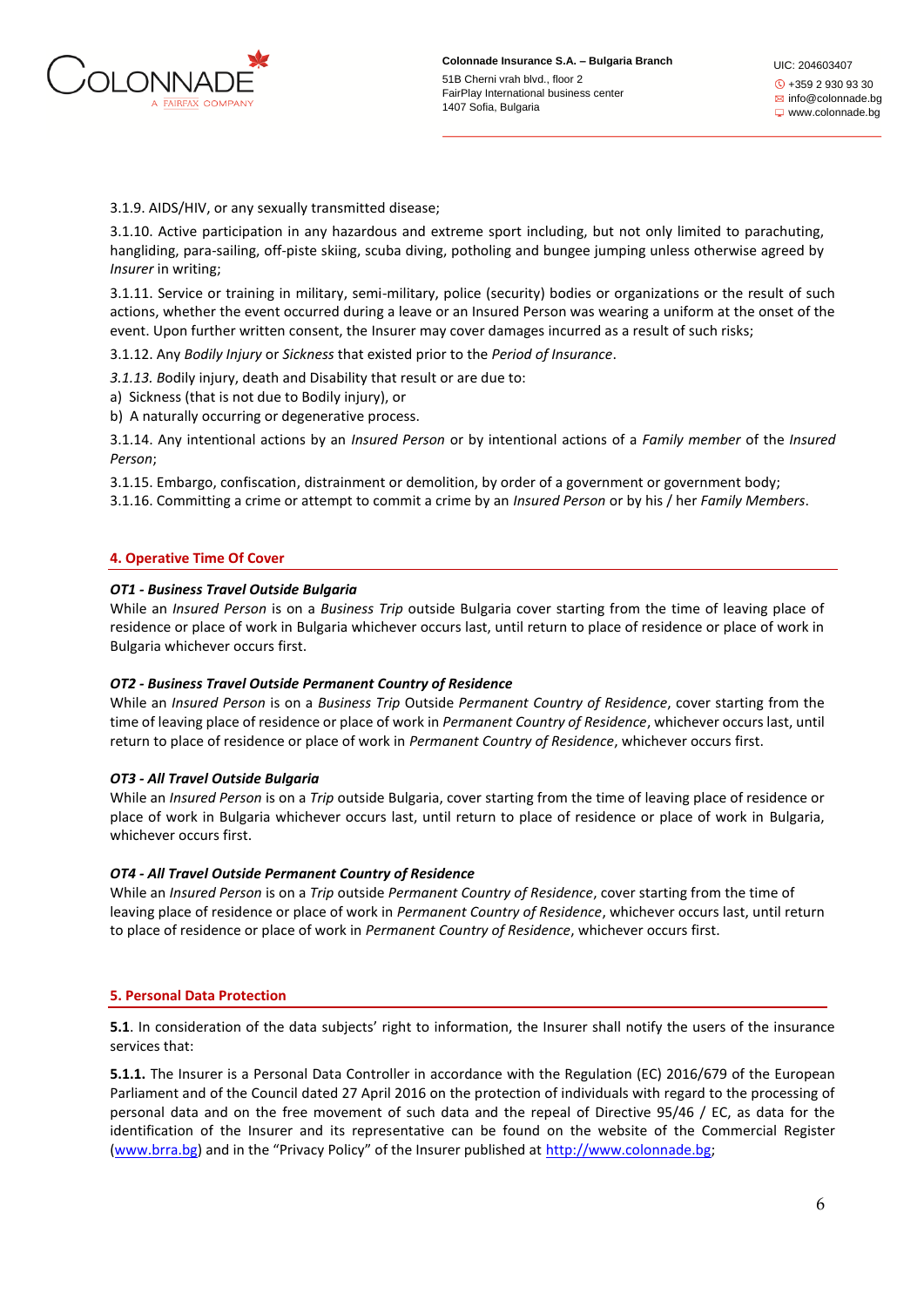3.1.9. AIDS/HIV, or any sexually transmitted disease;

3.1.10. Active participation in any hazardous and extreme sport including, but not only limited to parachuting, hangliding, para-sailing, off-piste skiing, scuba diving, potholing and bungee jumping unless otherwise agreed by *Insurer* in writing;

3.1.11. Service or training in military, semi-military, police (security) bodies or organizations or the result of such actions, whether the event occurred during a leave or an Insured Person was wearing a uniform at the onset of the event. Upon further written consent, the Insurer may cover damages incurred as a result of such risks;

3.1.12. Any *Bodily Injury* or *Sickness* that existed prior to the *Period of Insurance*.

*3.1.13. B*odily injury, death and Disability that result or are due to:

a) Sickness (that is not due to Bodily injury), or

b) A naturally occurring or degenerative process.

3.1.14. Any intentional actions by an *Insured Person* or by intentional actions of a *Family member* of the *Insured Person*;

3.1.15. Embargo, confiscation, distrainment or demolition, by order of a government or government body;

3.1.16. Committing a crime or attempt to commit a crime by an *Insured Person* or by his / her *Family Members*.

## 4. Operative Time Of Cover

***OT1 - Business Travel Outside Bulgaria***

While an *Insured Person* is on a *Business Trip* outside Bulgaria cover starting from the time of leaving place of residence or place of work in Bulgaria whichever occurs last, until return to place of residence or place of work in Bulgaria whichever occurs first.

***OT2 - Business Travel Outside Permanent Country of Residence***

While an *Insured Person* is on a *Business Trip* Outside *Permanent Country of Residence*, cover starting from the time of leaving place of residence or place of work in *Permanent Country of Residence*, whichever occurs last, until return to place of residence or place of work in *Permanent Country of Residence*, whichever occurs first.

***OT3 - All Travel Outside Bulgaria***

While an *Insured Person* is on a *Trip* outside Bulgaria, cover starting from the time of leaving place of residence or place of work in Bulgaria whichever occurs last, until return to place of residence or place of work in Bulgaria, whichever occurs first.

***OT4 - All Travel Outside Permanent Country of Residence***

While an *Insured Person* is on a *Trip* outside *Permanent Country of Residence*, cover starting from the time of leaving place of residence or place of work in *Permanent Country of Residence*, whichever occurs last, until return to place of residence or place of work in *Permanent Country of Residence*, whichever occurs first.

## 5. Personal Data Protection

**5.1**. In consideration of the data subjects' right to information, the Insurer shall notify the users of the insurance services that:

**5.1.1.** The Insurer is a Personal Data Controller in accordance with the Regulation (EC) 2016/679 of the European Parliament and of the Council dated 27 April 2016 on the protection of individuals with regard to the processing of personal data and on the free movement of such data and the repeal of Directive 95/46 / EC, as data for the identification of the Insurer and its representative can be found on the website of the Commercial Register (www.brra.bg) and in the "Privacy Policy" of the Insurer published at http://www.colonnade.bg;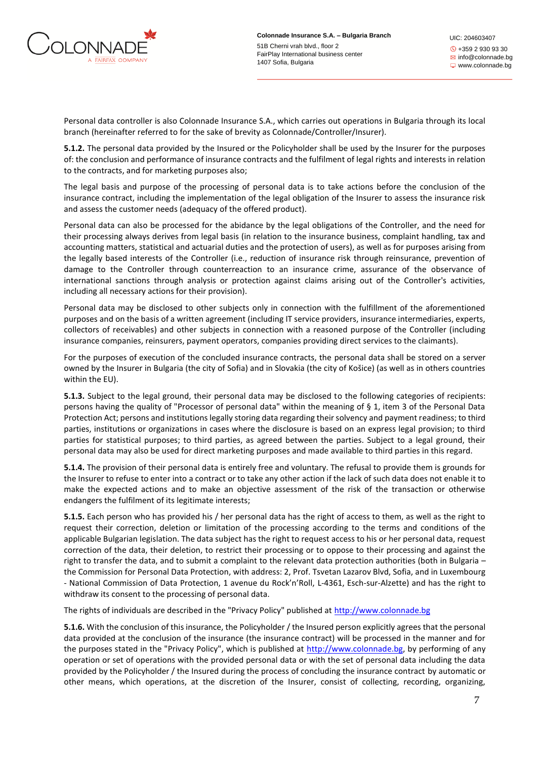Personal data controller is also Colonnade Insurance S.A., which carries out operations in Bulgaria through its local branch (hereinafter referred to for the sake of brevity as Colonnade/Controller/Insurer).

**5.1.2.** The personal data provided by the Insured or the Policyholder shall be used by the Insurer for the purposes of: the conclusion and performance of insurance contracts and the fulfilment of legal rights and interests in relation to the contracts, and for marketing purposes also;

The legal basis and purpose of the processing of personal data is to take actions before the conclusion of the insurance contract, including the implementation of the legal obligation of the Insurer to assess the insurance risk and assess the customer needs (adequacy of the offered product).

Personal data can also be processed for the abidance by the legal obligations of the Controller, and the need for their processing always derives from legal basis (in relation to the insurance business, complaint handling, tax and accounting matters, statistical and actuarial duties and the protection of users), as well as for purposes arising from the legally based interests of the Controller (i.e., reduction of insurance risk through reinsurance, prevention of damage to the Controller through counterreaction to an insurance crime, assurance of the observance of international sanctions through analysis or protection against claims arising out of the Controller's activities, including all necessary actions for their provision).

Personal data may be disclosed to other subjects only in connection with the fulfillment of the aforementioned purposes and on the basis of a written agreement (including IT service providers, insurance intermediaries, experts, collectors of receivables) and other subjects in connection with a reasoned purpose of the Controller (including insurance companies, reinsurers, payment operators, companies providing direct services to the claimants).

For the purposes of execution of the concluded insurance contracts, the personal data shall be stored on a server owned by the Insurer in Bulgaria (the city of Sofia) and in Slovakia (the city of Košice) (as well as in others countries within the EU).

**5.1.3.** Subject to the legal ground, their personal data may be disclosed to the following categories of recipients: persons having the quality of "Processor of personal data" within the meaning of § 1, item 3 of the Personal Data Protection Act; persons and institutions legally storing data regarding their solvency and payment readiness; to third parties, institutions or organizations in cases where the disclosure is based on an express legal provision; to third parties for statistical purposes; to third parties, as agreed between the parties. Subject to a legal ground, their personal data may also be used for direct marketing purposes and made available to third parties in this regard.

**5.1.4.** The provision of their personal data is entirely free and voluntary. The refusal to provide them is grounds for the Insurer to refuse to enter into a contract or to take any other action if the lack of such data does not enable it to make the expected actions and to make an objective assessment of the risk of the transaction or otherwise endangers the fulfilment of its legitimate interests;

**5.1.5.** Each person who has provided his / her personal data has the right of access to them, as well as the right to request their correction, deletion or limitation of the processing according to the terms and conditions of the applicable Bulgarian legislation. The data subject has the right to request access to his or her personal data, request correction of the data, their deletion, to restrict their processing or to oppose to their processing and against the right to transfer the data, and to submit a complaint to the relevant data protection authorities (both in Bulgaria – the Commission for Personal Data Protection, with address: 2, Prof. Tsvetan Lazarov Blvd, Sofia, and in Luxembourg - National Commission of Data Protection, 1 avenue du Rock'n'Roll, L-4361, Esch-sur-Alzette) and has the right to withdraw its consent to the processing of personal data.

The rights of individuals are described in the "Privacy Policy" published at http://www.colonnade.bg

**5.1.6.** With the conclusion of this insurance, the Policyholder / the Insured person explicitly agrees that the personal data provided at the conclusion of the insurance (the insurance contract) will be processed in the manner and for the purposes stated in the "Privacy Policy", which is published at http://www.colonnade.bg, by performing of any operation or set of operations with the provided personal data or with the set of personal data including the data provided by the Policyholder / the Insured during the process of concluding the insurance contract by automatic or other means, which operations, at the discretion of the Insurer, consist of collecting, recording, organizing,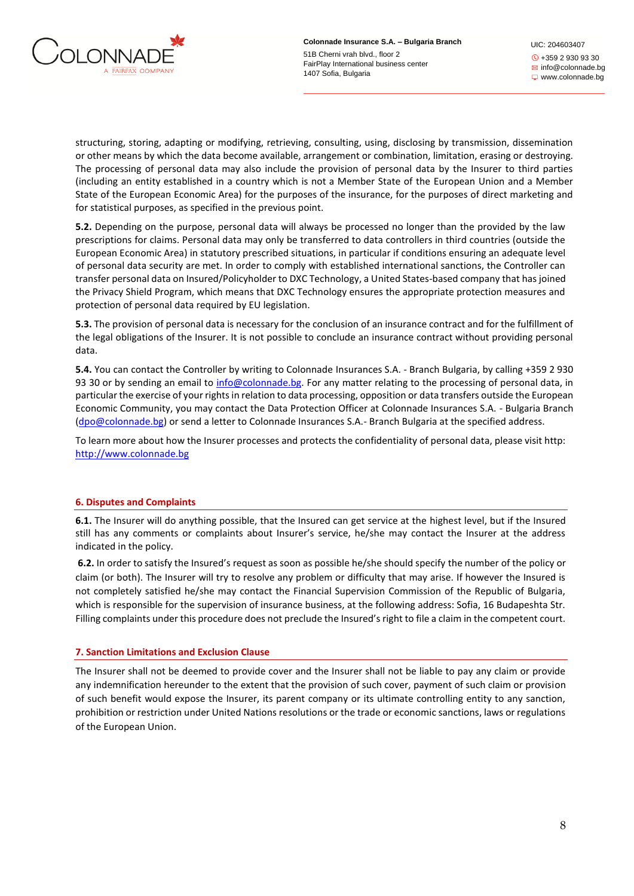structuring, storing, adapting or modifying, retrieving, consulting, using, disclosing by transmission, dissemination or other means by which the data become available, arrangement or combination, limitation, erasing or destroying. The processing of personal data may also include the provision of personal data by the Insurer to third parties (including an entity established in a country which is not a Member State of the European Union and a Member State of the European Economic Area) for the purposes of the insurance, for the purposes of direct marketing and for statistical purposes, as specified in the previous point.

**5.2.** Depending on the purpose, personal data will always be processed no longer than the provided by the law prescriptions for claims. Personal data may only be transferred to data controllers in third countries (outside the European Economic Area) in statutory prescribed situations, in particular if conditions ensuring an adequate level of personal data security are met. In order to comply with established international sanctions, the Controller can transfer personal data on Insured/Policyholder to DXC Technology, a United States-based company that has joined the Privacy Shield Program, which means that DXC Technology ensures the appropriate protection measures and protection of personal data required by EU legislation.

**5.3.** The provision of personal data is necessary for the conclusion of an insurance contract and for the fulfillment of the legal obligations of the Insurer. It is not possible to conclude an insurance contract without providing personal data.

**5.4.** You can contact the Controller by writing to Colonnade Insurances S.A. - Branch Bulgaria, by calling +359 2 930 93 30 or by sending an email to info@colonnade.bg. For any matter relating to the processing of personal data, in particular the exercise of your rights in relation to data processing, opposition or data transfers outside the European Economic Community, you may contact the Data Protection Officer at Colonnade Insurances S.A. - Bulgaria Branch (dpo@colonnade.bg) or send a letter to Colonnade Insurances S.A.- Branch Bulgaria at the specified address.

To learn more about how the Insurer processes and protects the confidentiality of personal data, please visit http: http://www.colonnade.bg

## 6. Disputes and Complaints

**6.1.** The Insurer will do anything possible, that the Insured can get service at the highest level, but if the Insured still has any comments or complaints about Insurer's service, he/she may contact the Insurer at the address indicated in the policy.

**6.2.** In order to satisfy the Insured's request as soon as possible he/she should specify the number of the policy or claim (or both). The Insurer will try to resolve any problem or difficulty that may arise. If however the Insured is not completely satisfied he/she may contact the Financial Supervision Commission of the Republic of Bulgaria, which is responsible for the supervision of insurance business, at the following address: Sofia, 16 Budapeshta Str. Filling complaints under this procedure does not preclude the Insured's right to file a claim in the competent court.

## 7. Sanction Limitations and Exclusion Clause

The Insurer shall not be deemed to provide cover and the Insurer shall not be liable to pay any claim or provide any indemnification hereunder to the extent that the provision of such cover, payment of such claim or provision of such benefit would expose the Insurer, its parent company or its ultimate controlling entity to any sanction, prohibition or restriction under United Nations resolutions or the trade or economic sanctions, laws or regulations of the European Union.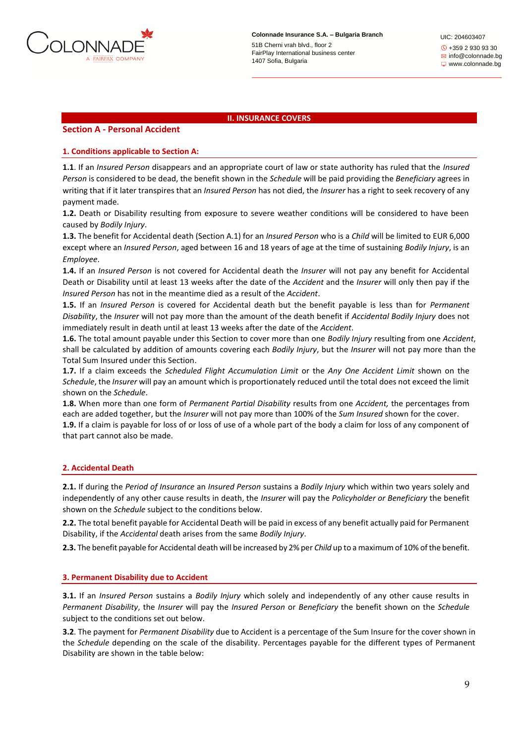## II. INSURANCE COVERS

### Section A - Personal Accident

#### 1. Conditions applicable to Section A:

**1.1**. If an *Insured Person* disappears and an appropriate court of law or state authority has ruled that the *Insured Person* is considered to be dead, the benefit shown in the *Schedule* will be paid providing the *Beneficiary* agrees in writing that if it later transpires that an *Insured Person* has not died, the *Insurer* has a right to seek recovery of any payment made.

**1.2.** Death or Disability resulting from exposure to severe weather conditions will be considered to have been caused by *Bodily Injury*.

**1.3.** The benefit for Accidental death (Section A.1) for an *Insured Person* who is a *Child* will be limited to EUR 6,000 except where an *Insured Person*, aged between 16 and 18 years of age at the time of sustaining *Bodily Injury*, is an *Employee*.

**1.4.** If an *Insured Person* is not covered for Accidental death the *Insurer* will not pay any benefit for Accidental Death or Disability until at least 13 weeks after the date of the *Accident* and the *Insurer* will only then pay if the *Insured Person* has not in the meantime died as a result of the *Accident*.

**1.5.** If an *Insured Person* is covered for Accidental death but the benefit payable is less than for *Permanent Disability*, the *Insurer* will not pay more than the amount of the death benefit if *Accidental Bodily Injury* does not immediately result in death until at least 13 weeks after the date of the *Accident*.

**1.6.** The total amount payable under this Section to cover more than one *Bodily Injury* resulting from one *Accident*, shall be calculated by addition of amounts covering each *Bodily Injury*, but the *Insurer* will not pay more than the Total Sum Insured under this Section.

**1.7.** If a claim exceeds the *Scheduled Flight Accumulation Limit* or the *Any One Accident Limit* shown on the *Schedule*, the *Insurer* will pay an amount which is proportionately reduced until the total does not exceed the limit shown on the *Schedule*.

**1.8.** When more than one form of *Permanent Partial Disability* results from one *Accident,* the percentages from each are added together, but the *Insurer* will not pay more than 100% of the *Sum Insured* shown for the cover.

**1.9.** If a claim is payable for loss of or loss of use of a whole part of the body a claim for loss of any component of that part cannot also be made.

#### 2. Accidental Death

**2.1.** If during the *Period of Insurance* an *Insured Person* sustains a *Bodily Injury* which within two years solely and independently of any other cause results in death, the *Insurer* will pay the *Policyholder or Beneficiary* the benefit shown on the *Schedule* subject to the conditions below.

**2.2.** The total benefit payable for Accidental Death will be paid in excess of any benefit actually paid for Permanent Disability, if the *Accidental* death arises from the same *Bodily Injury*.

**2.3.** The benefit payable for Accidental death will be increased by 2% per *Child* up to a maximum of 10% of the benefit.

#### 3. Permanent Disability due to Accident

**3.1.** If an *Insured Person* sustains a *Bodily Injury* which solely and independently of any other cause results in *Permanent Disability*, the *Insurer* will pay the *Insured Person* or *Beneficiary* the benefit shown on the *Schedule* subject to the conditions set out below.

**3.2**. The payment for *Permanent Disability* due to Accident is a percentage of the Sum Insure for the cover shown in the *Schedule* depending on the scale of the disability. Percentages payable for the different types of Permanent Disability are shown in the table below: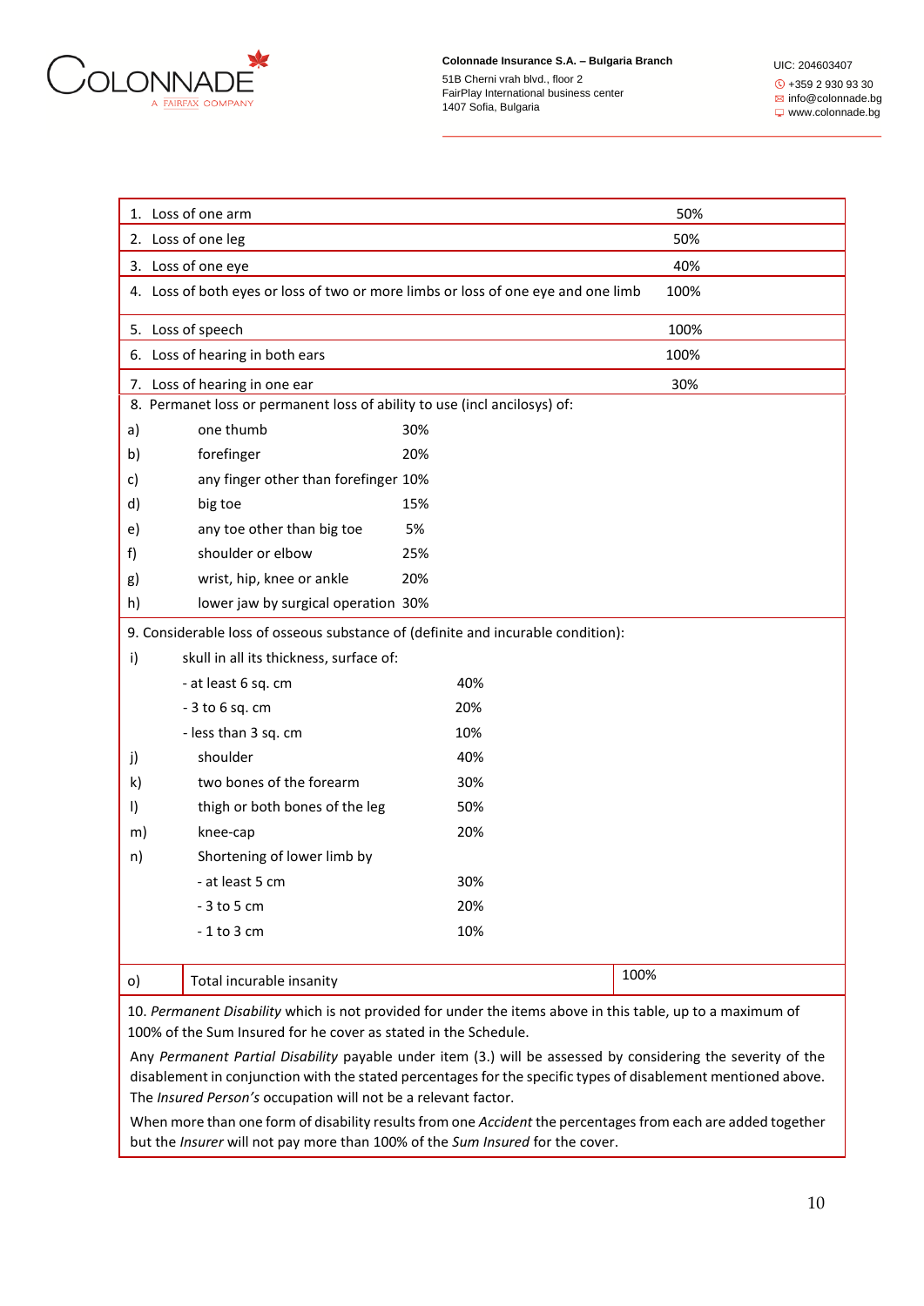| | | |
|---|---|---|
| 1. Loss of one arm | | 50% |
| 2. Loss of one leg | | 50% |
| 3. Loss of one eye | | 40% |
| 4. Loss of both eyes or loss of two or more limbs or loss of one eye and one limb | | 100% |
| 5. Loss of speech | | 100% |
| 6. Loss of hearing in both ears | | 100% |
| 7. Loss of hearing in one ear | | 30% |
| 8. Permanet loss or permanent loss of ability to use (incl ancilosys) of: | | |
| a) one thumb | 30% | |
| b) forefinger | 20% | |
| c) any finger other than forefinger | 10% | |
| d) big toe | 15% | |
| e) any toe other than big toe | 5% | |
| f) shoulder or elbow | 25% | |
| g) wrist, hip, knee or ankle | 20% | |
| h) lower jaw by surgical operation | 30% | |
| 9. Considerable loss of osseous substance of (definite and incurable condition): | | |
| i) skull in all its thickness, surface of: | | |
| - at least 6 sq. cm | 40% | |
| - 3 to 6 sq. cm | 20% | |
| - less than 3 sq. cm | 10% | |
| j) shoulder | 40% | |
| k) two bones of the forearm | 30% | |
| l) thigh or both bones of the leg | 50% | |
| m) knee-cap | 20% | |
| n) Shortening of lower limb by | | |
| - at least 5 cm | 30% | |
| - 3 to 5 cm | 20% | |
| - 1 to 3 cm | 10% | |
| o) Total incurable insanity | | 100% |

10. *Permanent Disability* which is not provided for under the items above in this table, up to a maximum of 100% of the Sum Insured for he cover as stated in the Schedule.

Any *Permanent Partial Disability* payable under item (3.) will be assessed by considering the severity of the disablement in conjunction with the stated percentages for the specific types of disablement mentioned above. The *Insured Person's* occupation will not be a relevant factor.

When more than one form of disability results from one *Accident* the percentages from each are added together but the *Insurer* will not pay more than 100% of the *Sum Insured* for the cover.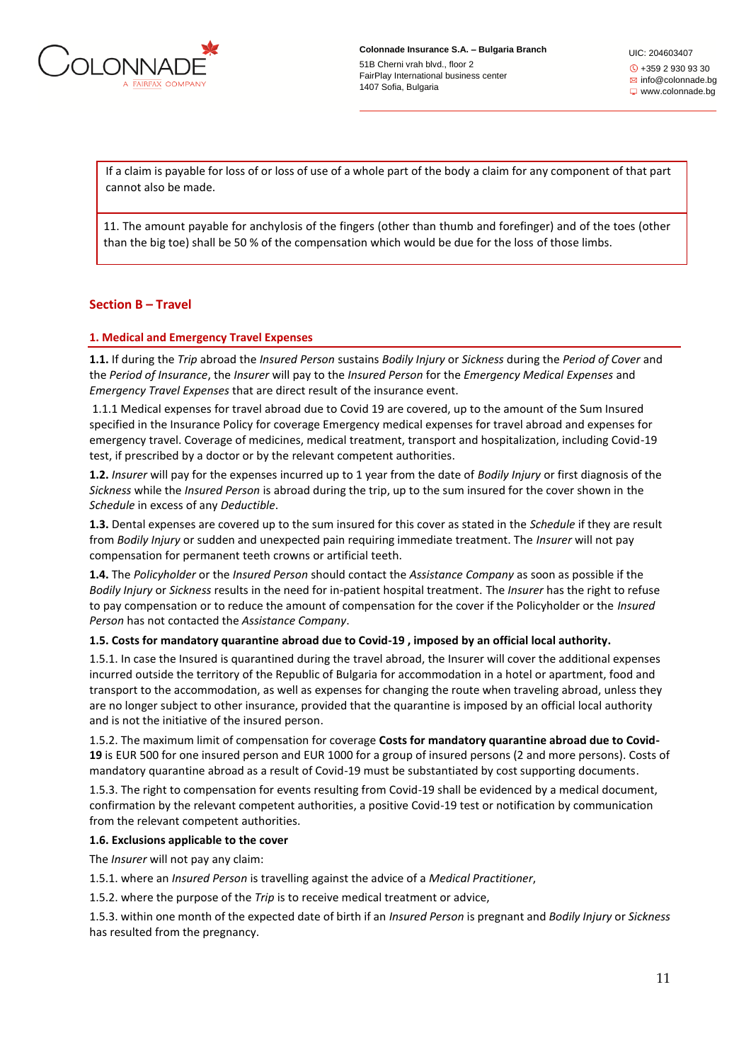| If a claim is payable for loss of or loss of use of a whole part of the body a claim for any component of that part cannot also be made. |
|---|
| 11. The amount payable for anchylosis of the fingers (other than thumb and forefinger) and of the toes (other than the big toe) shall be 50 % of the compensation which would be due for the loss of those limbs. |

## Section B – Travel

### 1. Medical and Emergency Travel Expenses

**1.1.** If during the *Trip* abroad the *Insured Person* sustains *Bodily Injury* or *Sickness* during the *Period of Cover* and the *Period of Insurance*, the *Insurer* will pay to the *Insured Person* for the *Emergency Medical Expenses* and *Emergency Travel Expenses* that are direct result of the insurance event.

1.1.1 Medical expenses for travel abroad due to Covid 19 are covered, up to the amount of the Sum Insured specified in the Insurance Policy for coverage Emergency medical expenses for travel abroad and expenses for emergency travel. Coverage of medicines, medical treatment, transport and hospitalization, including Covid-19 test, if prescribed by a doctor or by the relevant competent authorities.

**1.2.** *Insurer* will pay for the expenses incurred up to 1 year from the date of *Bodily Injury* or first diagnosis of the *Sickness* while the *Insured Person* is abroad during the trip, up to the sum insured for the cover shown in the *Schedule* in excess of any *Deductible*.

**1.3.** Dental expenses are covered up to the sum insured for this cover as stated in the *Schedule* if they are result from *Bodily Injury* or sudden and unexpected pain requiring immediate treatment. The *Insurer* will not pay compensation for permanent teeth crowns or artificial teeth.

**1.4.** The *Policyholder* or the *Insured Person* should contact the *Assistance Company* as soon as possible if the *Bodily Injury* or *Sickness* results in the need for in-patient hospital treatment. The *Insurer* has the right to refuse to pay compensation or to reduce the amount of compensation for the cover if the Policyholder or the *Insured Person* has not contacted the *Assistance Company*.

**1.5. Costs for mandatory quarantine abroad due to Covid-19 , imposed by an official local authority.**

1.5.1. In case the Insured is quarantined during the travel abroad, the Insurer will cover the additional expenses incurred outside the territory of the Republic of Bulgaria for accommodation in a hotel or apartment, food and transport to the accommodation, as well as expenses for changing the route when traveling abroad, unless they are no longer subject to other insurance, provided that the quarantine is imposed by an official local authority and is not the initiative of the insured person.

1.5.2. The maximum limit of compensation for coverage **Costs for mandatory quarantine abroad due to Covid-19** is EUR 500 for one insured person and EUR 1000 for a group of insured persons (2 and more persons). Costs of mandatory quarantine abroad as a result of Covid-19 must be substantiated by cost supporting documents.

1.5.3. The right to compensation for events resulting from Covid-19 shall be evidenced by a medical document, confirmation by the relevant competent authorities, a positive Covid-19 test or notification by communication from the relevant competent authorities.

**1.6. Exclusions applicable to the cover**

The *Insurer* will not pay any claim:

1.5.1. where an *Insured Person* is travelling against the advice of a *Medical Practitioner*,

1.5.2. where the purpose of the *Trip* is to receive medical treatment or advice,

1.5.3. within one month of the expected date of birth if an *Insured Person* is pregnant and *Bodily Injury* or *Sickness* has resulted from the pregnancy.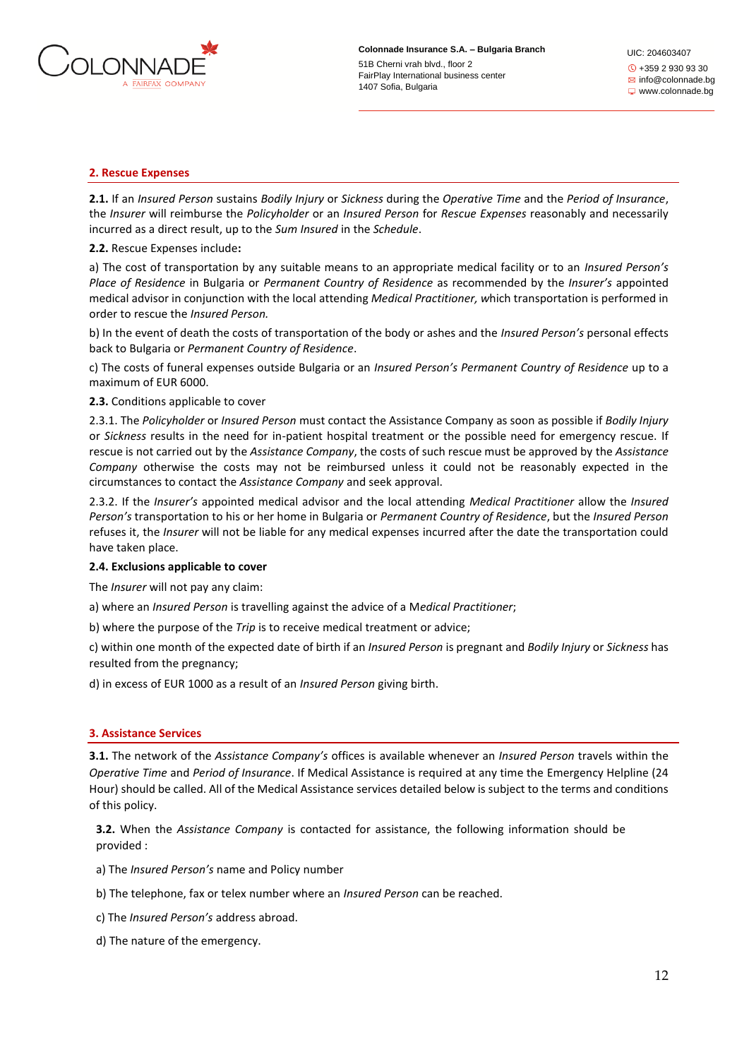## 2. Rescue Expenses

**2.1.** If an *Insured Person* sustains *Bodily Injury* or *Sickness* during the *Operative Time* and the *Period of Insurance*, the *Insurer* will reimburse the *Policyholder* or an *Insured Person* for *Rescue Expenses* reasonably and necessarily incurred as a direct result, up to the *Sum Insured* in the *Schedule*.

**2.2.** Rescue Expenses include**:**

a) The cost of transportation by any suitable means to an appropriate medical facility or to an *Insured Person's Place of Residence* in Bulgaria or *Permanent Country of Residence* as recommended by the *Insurer's* appointed medical advisor in conjunction with the local attending *Medical Practitioner, w*hich transportation is performed in order to rescue the *Insured Person.*

b) In the event of death the costs of transportation of the body or ashes and the *Insured Person's* personal effects back to Bulgaria or *Permanent Country of Residence*.

c) The costs of funeral expenses outside Bulgaria or an *Insured Person's Permanent Country of Residence* up to a maximum of EUR 6000.

**2.3.** Conditions applicable to cover

2.3.1. The *Policyholder* or *Insured Person* must contact the Assistance Company as soon as possible if *Bodily Injury* or *Sickness* results in the need for in-patient hospital treatment or the possible need for emergency rescue. If rescue is not carried out by the *Assistance Company*, the costs of such rescue must be approved by the *Assistance Company* otherwise the costs may not be reimbursed unless it could not be reasonably expected in the circumstances to contact the *Assistance Company* and seek approval.

2.3.2. If the *Insurer's* appointed medical advisor and the local attending *Medical Practitioner* allow the *Insured Person's* transportation to his or her home in Bulgaria or *Permanent Country of Residence*, but the *Insured Person* refuses it, the *Insurer* will not be liable for any medical expenses incurred after the date the transportation could have taken place.

**2.4. Exclusions applicable to cover**

The *Insurer* will not pay any claim:

a) where an *Insured Person* is travelling against the advice of a M*edical Practitioner*;

b) where the purpose of the *Trip* is to receive medical treatment or advice;

c) within one month of the expected date of birth if an *Insured Person* is pregnant and *Bodily Injury* or *Sickness* has resulted from the pregnancy;

d) in excess of EUR 1000 as a result of an *Insured Person* giving birth.

## 3. Assistance Services

**3.1.** The network of the *Assistance Company's* offices is available whenever an *Insured Person* travels within the *Operative Time* and *Period of Insurance*. If Medical Assistance is required at any time the Emergency Helpline (24 Hour) should be called. All of the Medical Assistance services detailed below is subject to the terms and conditions of this policy.

**3.2.** When the *Assistance Company* is contacted for assistance, the following information should be provided :

a) The *Insured Person's* name and Policy number

b) The telephone, fax or telex number where an *Insured Person* can be reached.

c) The *Insured Person's* address abroad.

d) The nature of the emergency.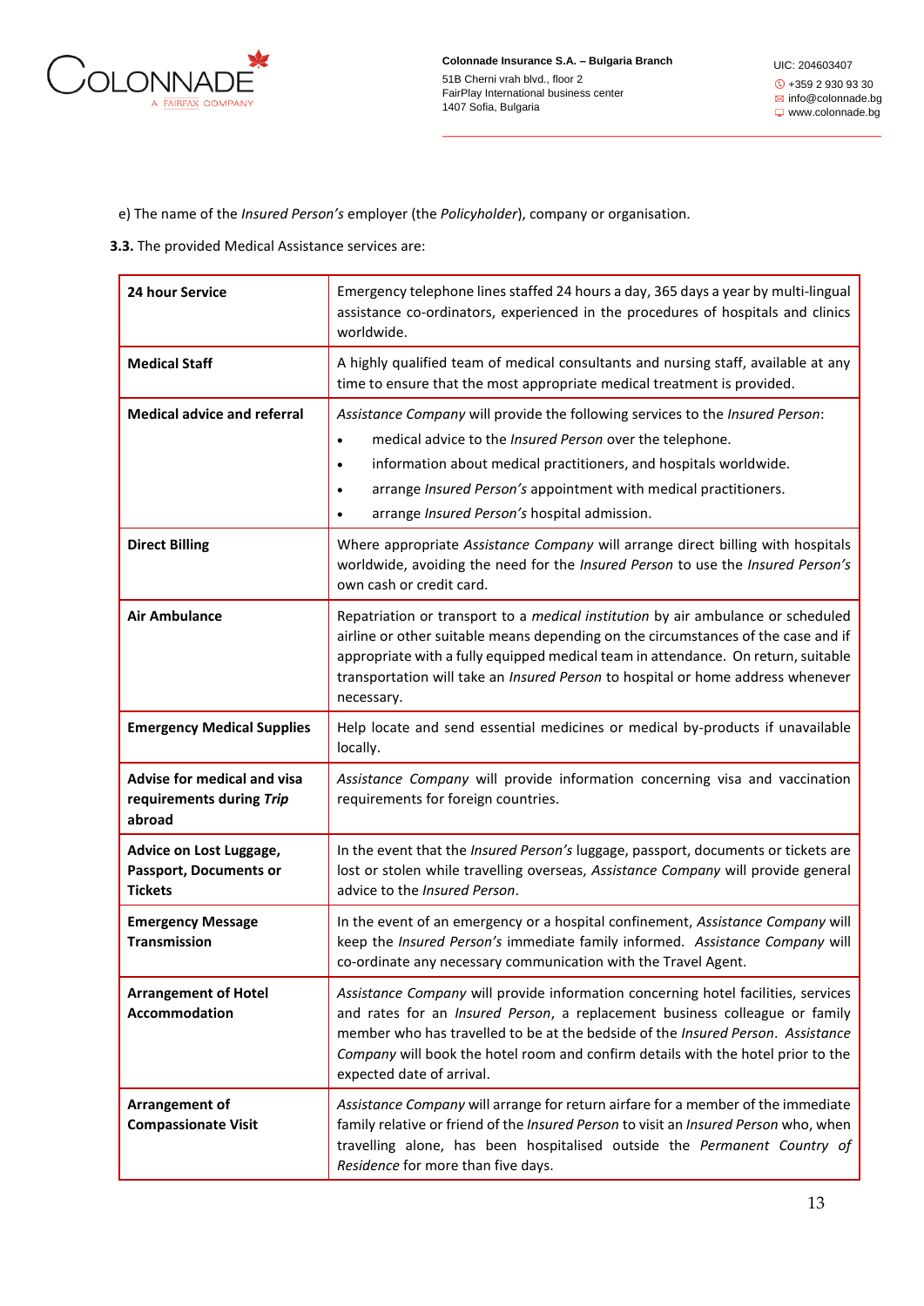e) The name of the *Insured Person's* employer (the *Policyholder*), company or organisation.

**3.3.** The provided Medical Assistance services are:

| | |
|---|---|
| **24 hour Service** | Emergency telephone lines staffed 24 hours a day, 365 days a year by multi-lingual assistance co-ordinators, experienced in the procedures of hospitals and clinics worldwide. |
| **Medical Staff** | A highly qualified team of medical consultants and nursing staff, available at any time to ensure that the most appropriate medical treatment is provided. |
| **Medical advice and referral** | *Assistance Company* will provide the following services to the *Insured Person*:<br>• medical advice to the *Insured Person* over the telephone.<br>• information about medical practitioners, and hospitals worldwide.<br>• arrange *Insured Person's* appointment with medical practitioners.<br>• arrange *Insured Person's* hospital admission. |
| **Direct Billing** | Where appropriate *Assistance Company* will arrange direct billing with hospitals worldwide, avoiding the need for the *Insured Person* to use the *Insured Person's* own cash or credit card. |
| **Air Ambulance** | Repatriation or transport to a *medical institution* by air ambulance or scheduled airline or other suitable means depending on the circumstances of the case and if appropriate with a fully equipped medical team in attendance. On return, suitable transportation will take an *Insured Person* to hospital or home address whenever necessary. |
| **Emergency Medical Supplies** | Help locate and send essential medicines or medical by-products if unavailable locally. |
| **Advise for medical and visa requirements during *Trip* abroad** | *Assistance Company* will provide information concerning visa and vaccination requirements for foreign countries. |
| **Advice on Lost Luggage, Passport, Documents or Tickets** | In the event that the *Insured Person's* luggage, passport, documents or tickets are lost or stolen while travelling overseas, *Assistance Company* will provide general advice to the *Insured Person*. |
| **Emergency Message Transmission** | In the event of an emergency or a hospital confinement, *Assistance Company* will keep the *Insured Person's* immediate family informed. *Assistance Company* will co-ordinate any necessary communication with the Travel Agent. |
| **Arrangement of Hotel Accommodation** | *Assistance Company* will provide information concerning hotel facilities, services and rates for an *Insured Person*, a replacement business colleague or family member who has travelled to be at the bedside of the *Insured Person*. *Assistance Company* will book the hotel room and confirm details with the hotel prior to the expected date of arrival. |
| **Arrangement of Compassionate Visit** | *Assistance Company* will arrange for return airfare for a member of the immediate family relative or friend of the *Insured Person* to visit an *Insured Person* who, when travelling alone, has been hospitalised outside the *Permanent Country of Residence* for more than five days. |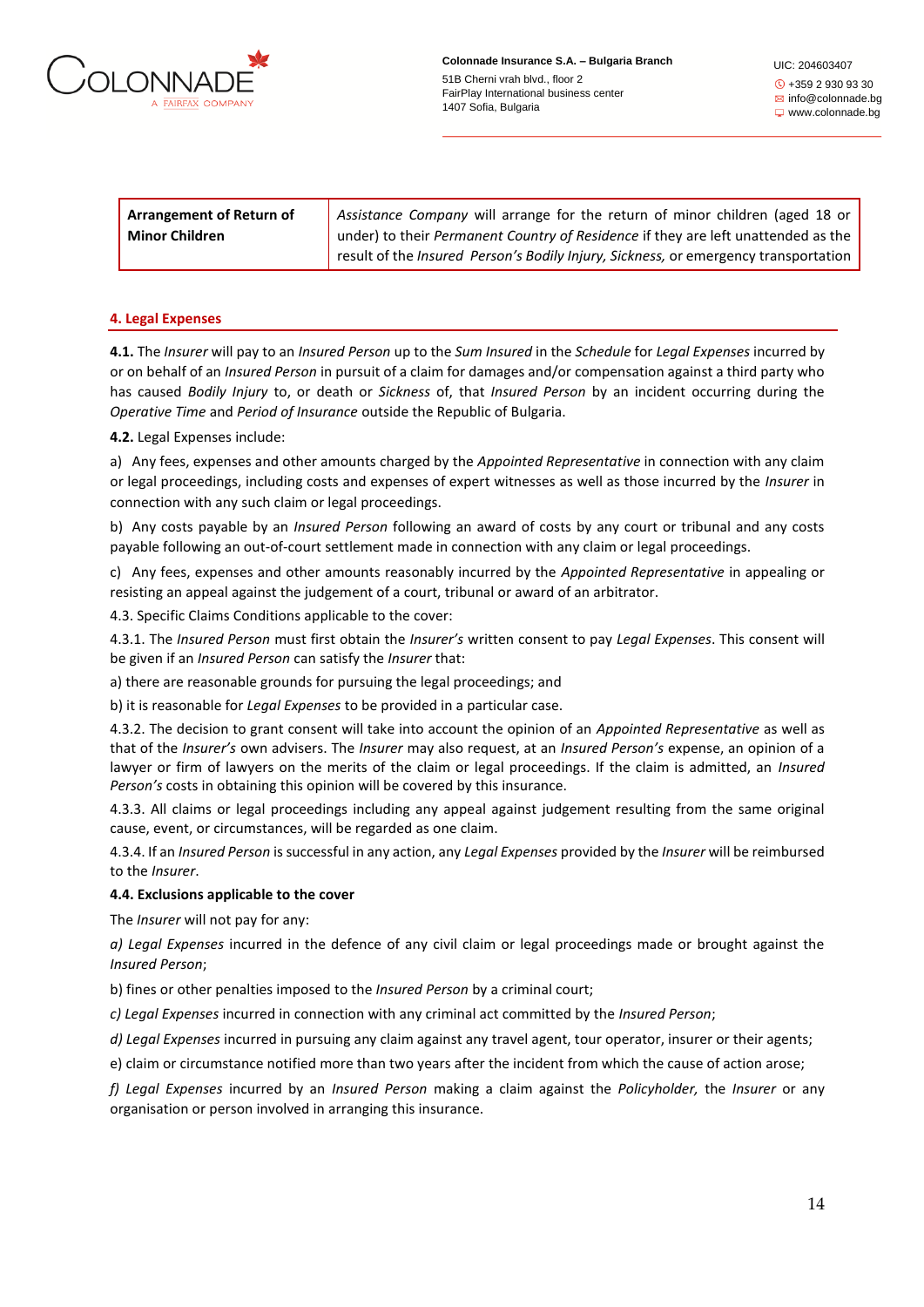| **Arrangement of Return of Minor Children** | *Assistance Company* will arrange for the return of minor children (aged 18 or under) to their *Permanent Country of Residence* if they are left unattended as the result of the *Insured Person's Bodily Injury, Sickness,* or emergency transportation |
|---|---|

## 4. Legal Expenses

**4.1.** The *Insurer* will pay to an *Insured Person* up to the *Sum Insured* in the *Schedule* for *Legal Expenses* incurred by or on behalf of an *Insured Person* in pursuit of a claim for damages and/or compensation against a third party who has caused *Bodily Injury* to, or death or *Sickness* of, that *Insured Person* by an incident occurring during the *Operative Time* and *Period of Insurance* outside the Republic of Bulgaria.

**4.2.** Legal Expenses include:

a) Any fees, expenses and other amounts charged by the *Appointed Representative* in connection with any claim or legal proceedings, including costs and expenses of expert witnesses as well as those incurred by the *Insurer* in connection with any such claim or legal proceedings.

b) Any costs payable by an *Insured Person* following an award of costs by any court or tribunal and any costs payable following an out-of-court settlement made in connection with any claim or legal proceedings.

c) Any fees, expenses and other amounts reasonably incurred by the *Appointed Representative* in appealing or resisting an appeal against the judgement of a court, tribunal or award of an arbitrator.

4.3. Specific Claims Conditions applicable to the cover:

4.3.1. The *Insured Person* must first obtain the *Insurer's* written consent to pay *Legal Expenses*. This consent will be given if an *Insured Person* can satisfy the *Insurer* that:

a) there are reasonable grounds for pursuing the legal proceedings; and

b) it is reasonable for *Legal Expenses* to be provided in a particular case.

4.3.2. The decision to grant consent will take into account the opinion of an *Appointed Representative* as well as that of the *Insurer's* own advisers. The *Insurer* may also request, at an *Insured Person's* expense, an opinion of a lawyer or firm of lawyers on the merits of the claim or legal proceedings. If the claim is admitted, an *Insured Person's* costs in obtaining this opinion will be covered by this insurance.

4.3.3. All claims or legal proceedings including any appeal against judgement resulting from the same original cause, event, or circumstances, will be regarded as one claim.

4.3.4. If an *Insured Person* is successful in any action, any *Legal Expenses* provided by the *Insurer* will be reimbursed to the *Insurer*.

**4.4. Exclusions applicable to the cover**

The *Insurer* will not pay for any:

*a) Legal Expenses* incurred in the defence of any civil claim or legal proceedings made or brought against the *Insured Person*;

b) fines or other penalties imposed to the *Insured Person* by a criminal court;

*c) Legal Expenses* incurred in connection with any criminal act committed by the *Insured Person*;

*d) Legal Expenses* incurred in pursuing any claim against any travel agent, tour operator, insurer or their agents;

e) claim or circumstance notified more than two years after the incident from which the cause of action arose;

*f) Legal Expenses* incurred by an *Insured Person* making a claim against the *Policyholder,* the *Insurer* or any organisation or person involved in arranging this insurance.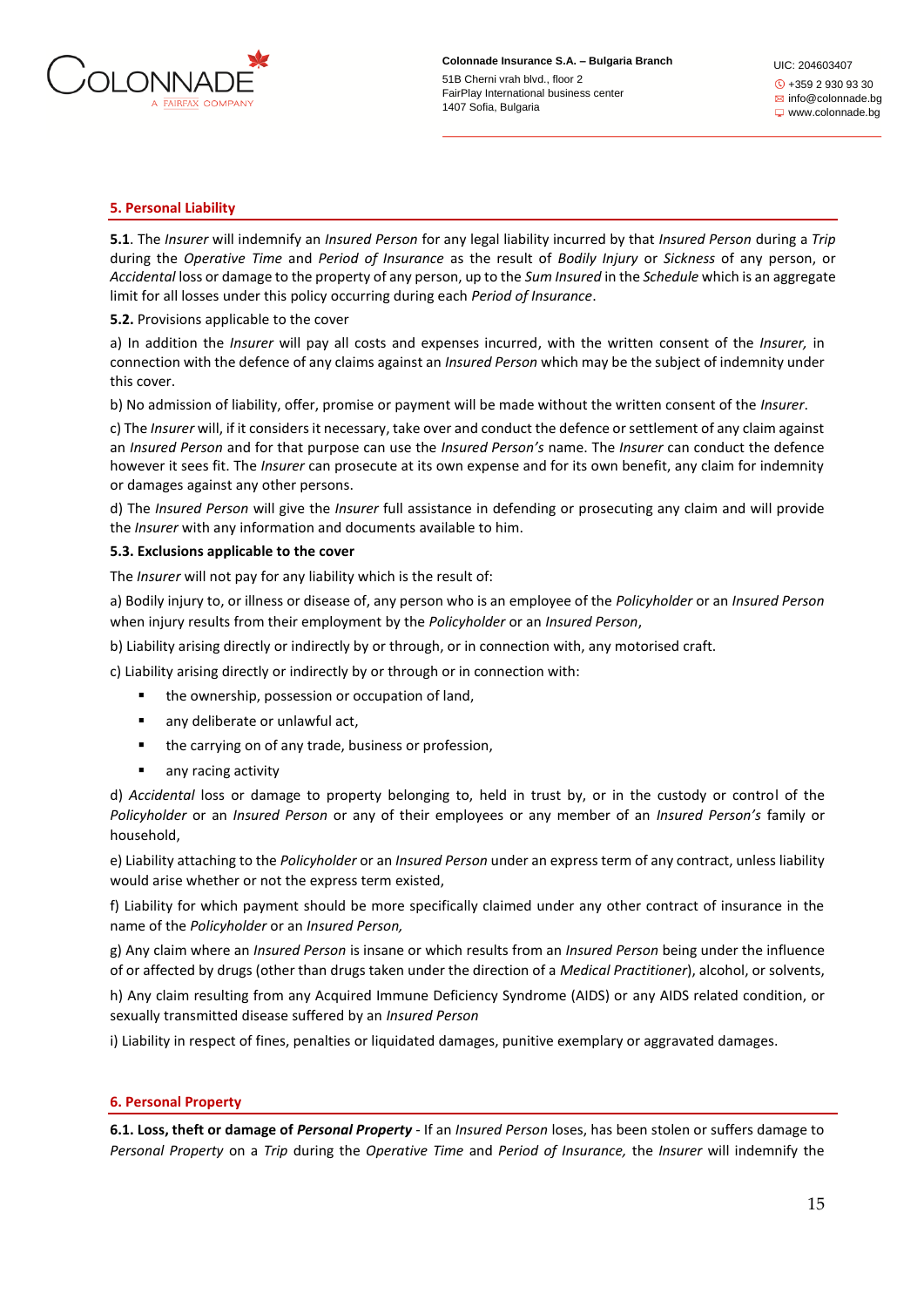## 5. Personal Liability

**5.1**. The *Insurer* will indemnify an *Insured Person* for any legal liability incurred by that *Insured Person* during a *Trip* during the *Operative Time* and *Period of Insurance* as the result of *Bodily Injury* or *Sickness* of any person, or *Accidental* loss or damage to the property of any person, up to the *Sum Insured* in the *Schedule* which is an aggregate limit for all losses under this policy occurring during each *Period of Insurance*.

**5.2.** Provisions applicable to the cover

a) In addition the *Insurer* will pay all costs and expenses incurred, with the written consent of the *Insurer,* in connection with the defence of any claims against an *Insured Person* which may be the subject of indemnity under this cover.

b) No admission of liability, offer, promise or payment will be made without the written consent of the *Insurer*.

c) The *Insurer* will, if it considers it necessary, take over and conduct the defence or settlement of any claim against an *Insured Person* and for that purpose can use the *Insured Person's* name. The *Insurer* can conduct the defence however it sees fit. The *Insurer* can prosecute at its own expense and for its own benefit, any claim for indemnity or damages against any other persons.

d) The *Insured Person* will give the *Insurer* full assistance in defending or prosecuting any claim and will provide the *Insurer* with any information and documents available to him.

**5.3. Exclusions applicable to the cover**

The *Insurer* will not pay for any liability which is the result of:

a) Bodily injury to, or illness or disease of, any person who is an employee of the *Policyholder* or an *Insured Person* when injury results from their employment by the *Policyholder* or an *Insured Person*,

b) Liability arising directly or indirectly by or through, or in connection with, any motorised craft.

c) Liability arising directly or indirectly by or through or in connection with:

- the ownership, possession or occupation of land,
- any deliberate or unlawful act,
- the carrying on of any trade, business or profession,
- any racing activity

d) *Accidental* loss or damage to property belonging to, held in trust by, or in the custody or control of the *Policyholder* or an *Insured Person* or any of their employees or any member of an *Insured Person's* family or household,

e) Liability attaching to the *Policyholder* or an *Insured Person* under an express term of any contract, unless liability would arise whether or not the express term existed,

f) Liability for which payment should be more specifically claimed under any other contract of insurance in the name of the *Policyholder* or an *Insured Person,*

g) Any claim where an *Insured Person* is insane or which results from an *Insured Person* being under the influence of or affected by drugs (other than drugs taken under the direction of a *Medical Practitioner*), alcohol, or solvents,

h) Any claim resulting from any Acquired Immune Deficiency Syndrome (AIDS) or any AIDS related condition, or sexually transmitted disease suffered by an *Insured Person*

i) Liability in respect of fines, penalties or liquidated damages, punitive exemplary or aggravated damages.

## 6. Personal Property

**6.1. Loss, theft or damage of *Personal Property*** - If an *Insured Person* loses, has been stolen or suffers damage to *Personal Property* on a *Trip* during the *Operative Time* and *Period of Insurance,* the *Insurer* will indemnify the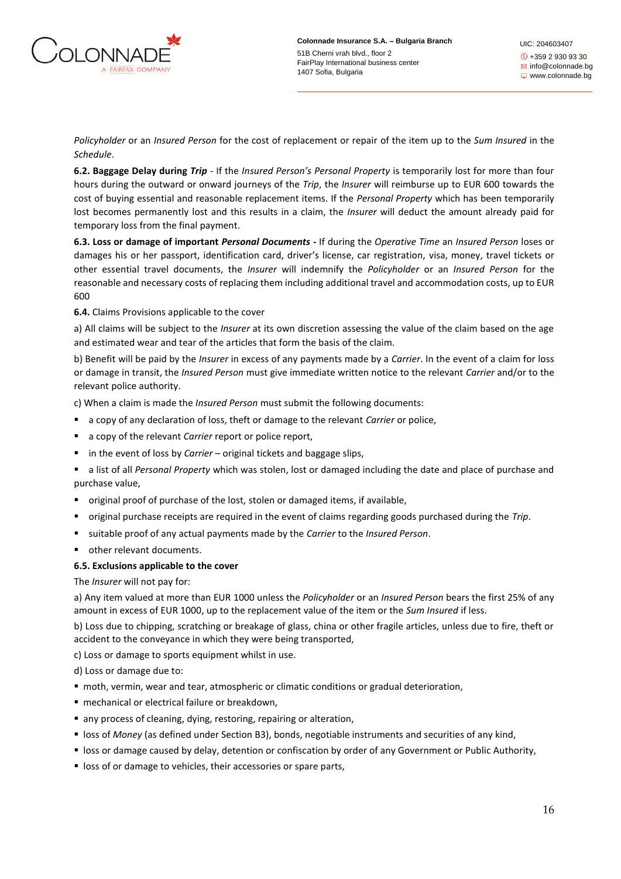*Policyholder* or an *Insured Person* for the cost of replacement or repair of the item up to the *Sum Insured* in the *Schedule*.

**6.2. Baggage Delay during *Trip*** - If the *Insured Person's Personal Property* is temporarily lost for more than four hours during the outward or onward journeys of the *Trip*, the *Insurer* will reimburse up to EUR 600 towards the cost of buying essential and reasonable replacement items. If the *Personal Property* which has been temporarily lost becomes permanently lost and this results in a claim, the *Insurer* will deduct the amount already paid for temporary loss from the final payment.

**6.3. Loss or damage of important *Personal Documents* -** If during the *Operative Time* an *Insured Person* loses or damages his or her passport, identification card, driver's license, car registration, visa, money, travel tickets or other essential travel documents, the *Insurer* will indemnify the *Policyholder* or an *Insured Person* for the reasonable and necessary costs of replacing them including additional travel and accommodation costs, up to EUR 600

**6.4.** Claims Provisions applicable to the cover

a) All claims will be subject to the *Insurer* at its own discretion assessing the value of the claim based on the age and estimated wear and tear of the articles that form the basis of the claim.

b) Benefit will be paid by the *Insurer* in excess of any payments made by a *Carrier*. In the event of a claim for loss or damage in transit, the *Insured Person* must give immediate written notice to the relevant *Carrier* and/or to the relevant police authority.

c) When a claim is made the *Insured Person* must submit the following documents:

- a copy of any declaration of loss, theft or damage to the relevant *Carrier* or police,
- a copy of the relevant *Carrier* report or police report,
- in the event of loss by *Carrier* – original tickets and baggage slips,
- a list of all *Personal Property* which was stolen, lost or damaged including the date and place of purchase and purchase value,
- original proof of purchase of the lost, stolen or damaged items, if available,
- original purchase receipts are required in the event of claims regarding goods purchased during the *Trip*.
- suitable proof of any actual payments made by the *Carrier* to the *Insured Person*.
- other relevant documents.

**6.5. Exclusions applicable to the cover**

The *Insurer* will not pay for:

a) Any item valued at more than EUR 1000 unless the *Policyholder* or an *Insured Person* bears the first 25% of any amount in excess of EUR 1000, up to the replacement value of the item or the *Sum Insured* if less.

b) Loss due to chipping, scratching or breakage of glass, china or other fragile articles, unless due to fire, theft or accident to the conveyance in which they were being transported,

c) Loss or damage to sports equipment whilst in use.

d) Loss or damage due to:

- moth, vermin, wear and tear, atmospheric or climatic conditions or gradual deterioration,
- mechanical or electrical failure or breakdown,
- any process of cleaning, dying, restoring, repairing or alteration,
- loss of *Money* (as defined under Section B3), bonds, negotiable instruments and securities of any kind,
- loss or damage caused by delay, detention or confiscation by order of any Government or Public Authority,
- loss of or damage to vehicles, their accessories or spare parts,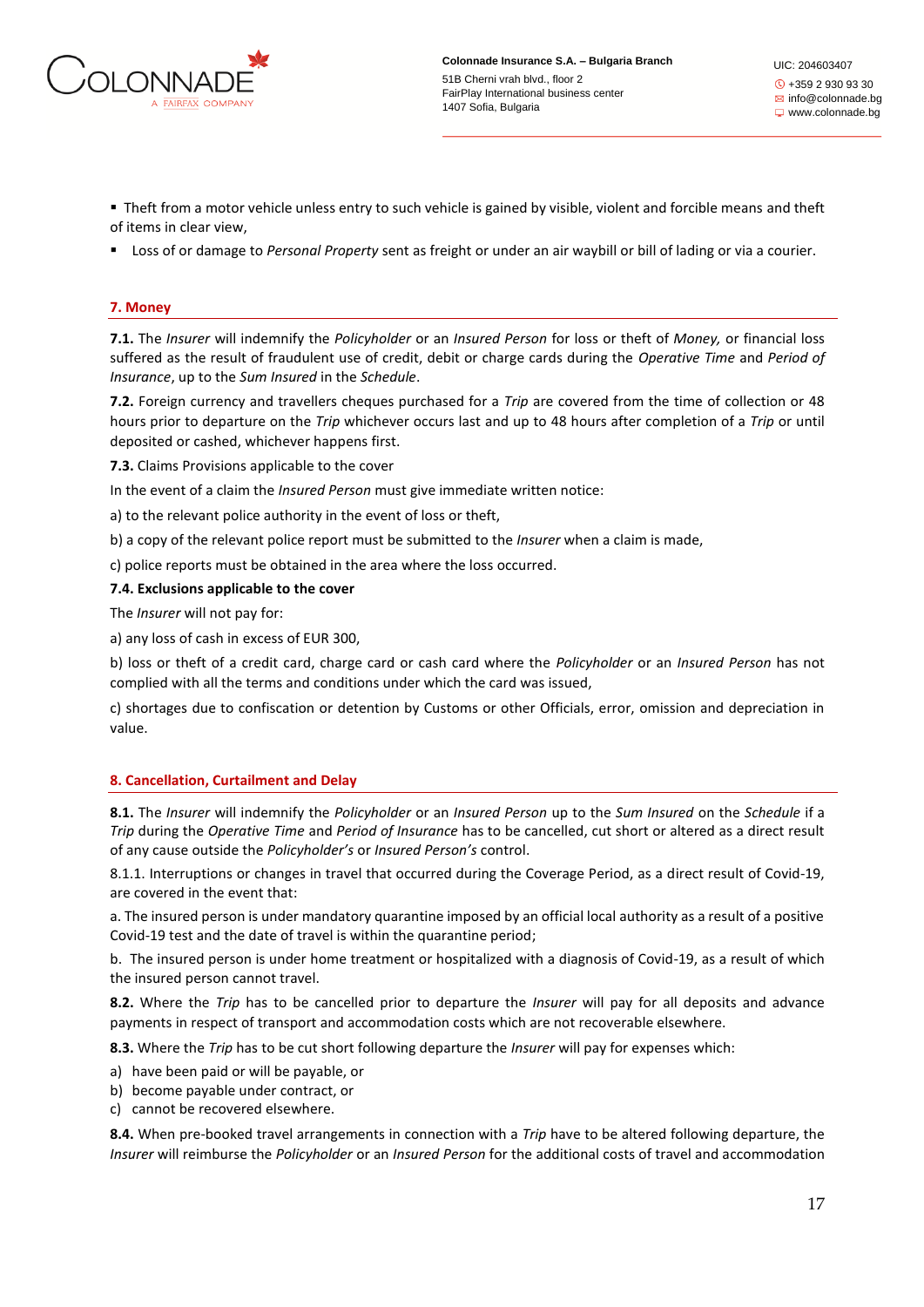- Theft from a motor vehicle unless entry to such vehicle is gained by visible, violent and forcible means and theft of items in clear view,
- Loss of or damage to *Personal Property* sent as freight or under an air waybill or bill of lading or via a courier.

## 7. Money

**7.1.** The *Insurer* will indemnify the *Policyholder* or an *Insured Person* for loss or theft of *Money,* or financial loss suffered as the result of fraudulent use of credit, debit or charge cards during the *Operative Time* and *Period of Insurance*, up to the *Sum Insured* in the *Schedule*.

**7.2.** Foreign currency and travellers cheques purchased for a *Trip* are covered from the time of collection or 48 hours prior to departure on the *Trip* whichever occurs last and up to 48 hours after completion of a *Trip* or until deposited or cashed, whichever happens first.

**7.3.** Claims Provisions applicable to the cover

In the event of a claim the *Insured Person* must give immediate written notice:

a) to the relevant police authority in the event of loss or theft,

b) a copy of the relevant police report must be submitted to the *Insurer* when a claim is made,

c) police reports must be obtained in the area where the loss occurred.

**7.4. Exclusions applicable to the cover**

The *Insurer* will not pay for:

a) any loss of cash in excess of EUR 300,

b) loss or theft of a credit card, charge card or cash card where the *Policyholder* or an *Insured Person* has not complied with all the terms and conditions under which the card was issued,

c) shortages due to confiscation or detention by Customs or other Officials, error, omission and depreciation in value.

## 8. Cancellation, Curtailment and Delay

**8.1.** The *Insurer* will indemnify the *Policyholder* or an *Insured Person* up to the *Sum Insured* on the *Schedule* if a *Trip* during the *Operative Time* and *Period of Insurance* has to be cancelled, cut short or altered as a direct result of any cause outside the *Policyholder's* or *Insured Person's* control.

8.1.1. Interruptions or changes in travel that occurred during the Coverage Period, as a direct result of Covid-19, are covered in the event that:

a. The insured person is under mandatory quarantine imposed by an official local authority as a result of a positive Covid-19 test and the date of travel is within the quarantine period;

b. The insured person is under home treatment or hospitalized with a diagnosis of Covid-19, as a result of which the insured person cannot travel.

**8.2.** Where the *Trip* has to be cancelled prior to departure the *Insurer* will pay for all deposits and advance payments in respect of transport and accommodation costs which are not recoverable elsewhere.

**8.3.** Where the *Trip* has to be cut short following departure the *Insurer* will pay for expenses which:

a) have been paid or will be payable, or
b) become payable under contract, or
c) cannot be recovered elsewhere.

**8.4.** When pre-booked travel arrangements in connection with a *Trip* have to be altered following departure, the *Insurer* will reimburse the *Policyholder* or an *Insured Person* for the additional costs of travel and accommodation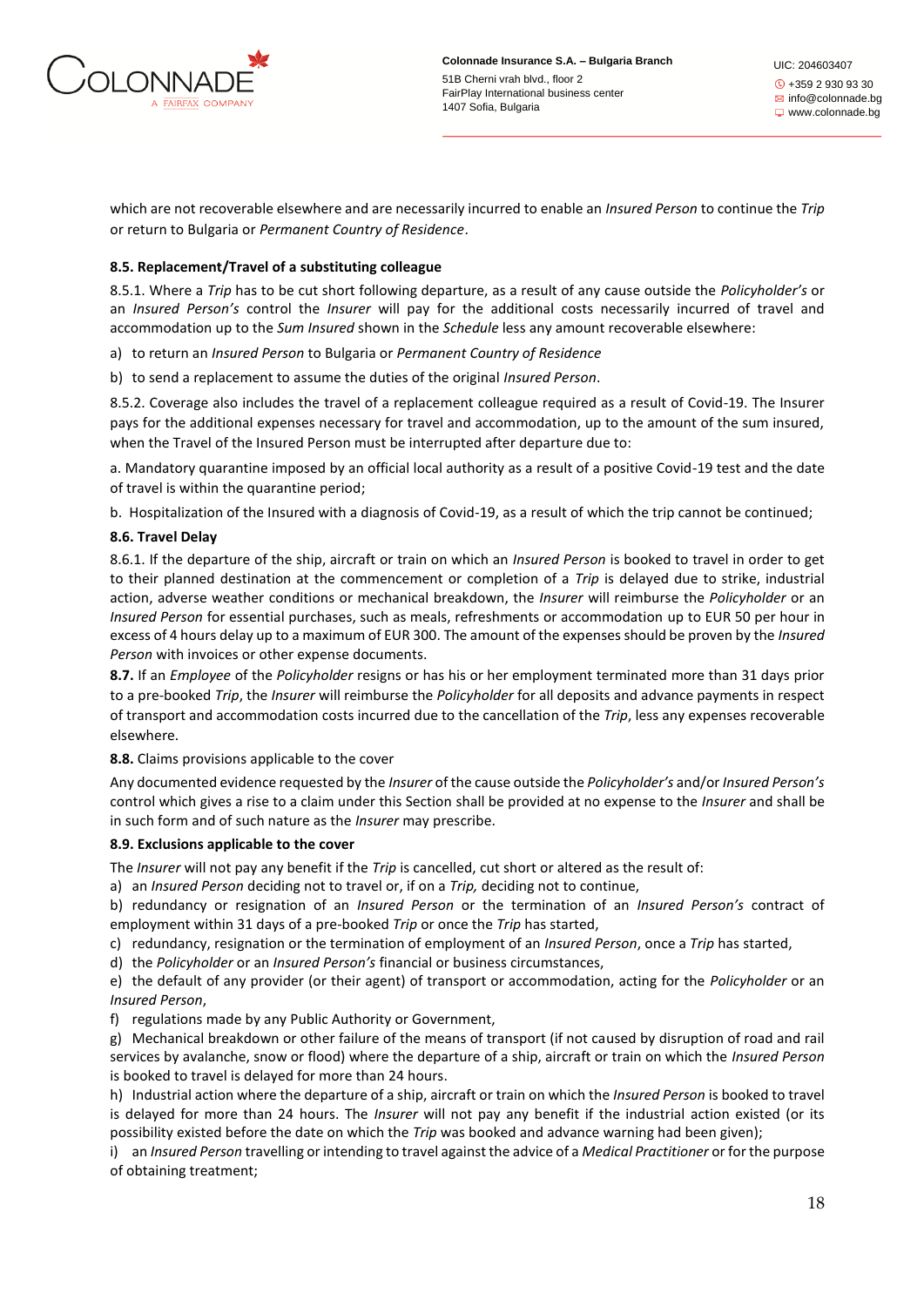which are not recoverable elsewhere and are necessarily incurred to enable an *Insured Person* to continue the *Trip* or return to Bulgaria or *Permanent Country of Residence*.

**8.5. Replacement/Travel of a substituting colleague**

8.5.1. Where a *Trip* has to be cut short following departure, as a result of any cause outside the *Policyholder's* or an *Insured Person's* control the *Insurer* will pay for the additional costs necessarily incurred of travel and accommodation up to the *Sum Insured* shown in the *Schedule* less any amount recoverable elsewhere:

a) to return an *Insured Person* to Bulgaria or *Permanent Country of Residence*

b) to send a replacement to assume the duties of the original *Insured Person*.

8.5.2. Coverage also includes the travel of a replacement colleague required as a result of Covid-19. The Insurer pays for the additional expenses necessary for travel and accommodation, up to the amount of the sum insured, when the Travel of the Insured Person must be interrupted after departure due to:

a. Mandatory quarantine imposed by an official local authority as a result of a positive Covid-19 test and the date of travel is within the quarantine period;

b. Hospitalization of the Insured with a diagnosis of Covid-19, as a result of which the trip cannot be continued;

**8.6. Travel Delay**

8.6.1. If the departure of the ship, aircraft or train on which an *Insured Person* is booked to travel in order to get to their planned destination at the commencement or completion of a *Trip* is delayed due to strike, industrial action, adverse weather conditions or mechanical breakdown, the *Insurer* will reimburse the *Policyholder* or an *Insured Person* for essential purchases, such as meals, refreshments or accommodation up to EUR 50 per hour in excess of 4 hours delay up to a maximum of EUR 300. The amount of the expenses should be proven by the *Insured Person* with invoices or other expense documents.

**8.7.** If an *Employee* of the *Policyholder* resigns or has his or her employment terminated more than 31 days prior to a pre-booked *Trip*, the *Insurer* will reimburse the *Policyholder* for all deposits and advance payments in respect of transport and accommodation costs incurred due to the cancellation of the *Trip*, less any expenses recoverable elsewhere.

**8.8.** Claims provisions applicable to the cover

Any documented evidence requested by the *Insurer* of the cause outside the *Policyholder's* and/or *Insured Person's* control which gives a rise to a claim under this Section shall be provided at no expense to the *Insurer* and shall be in such form and of such nature as the *Insurer* may prescribe.

**8.9. Exclusions applicable to the cover**

The *Insurer* will not pay any benefit if the *Trip* is cancelled, cut short or altered as the result of:

a) an *Insured Person* deciding not to travel or, if on a *Trip,* deciding not to continue,

b) redundancy or resignation of an *Insured Person* or the termination of an *Insured Person's* contract of employment within 31 days of a pre-booked *Trip* or once the *Trip* has started,

c) redundancy, resignation or the termination of employment of an *Insured Person*, once a *Trip* has started,

d) the *Policyholder* or an *Insured Person's* financial or business circumstances,

e) the default of any provider (or their agent) of transport or accommodation, acting for the *Policyholder* or an *Insured Person*,

f) regulations made by any Public Authority or Government,

g) Mechanical breakdown or other failure of the means of transport (if not caused by disruption of road and rail services by avalanche, snow or flood) where the departure of a ship, aircraft or train on which the *Insured Person* is booked to travel is delayed for more than 24 hours.

h) Industrial action where the departure of a ship, aircraft or train on which the *Insured Person* is booked to travel is delayed for more than 24 hours. The *Insurer* will not pay any benefit if the industrial action existed (or its possibility existed before the date on which the *Trip* was booked and advance warning had been given);

i) an *Insured Person* travelling or intending to travel against the advice of a *Medical Practitioner* or for the purpose of obtaining treatment;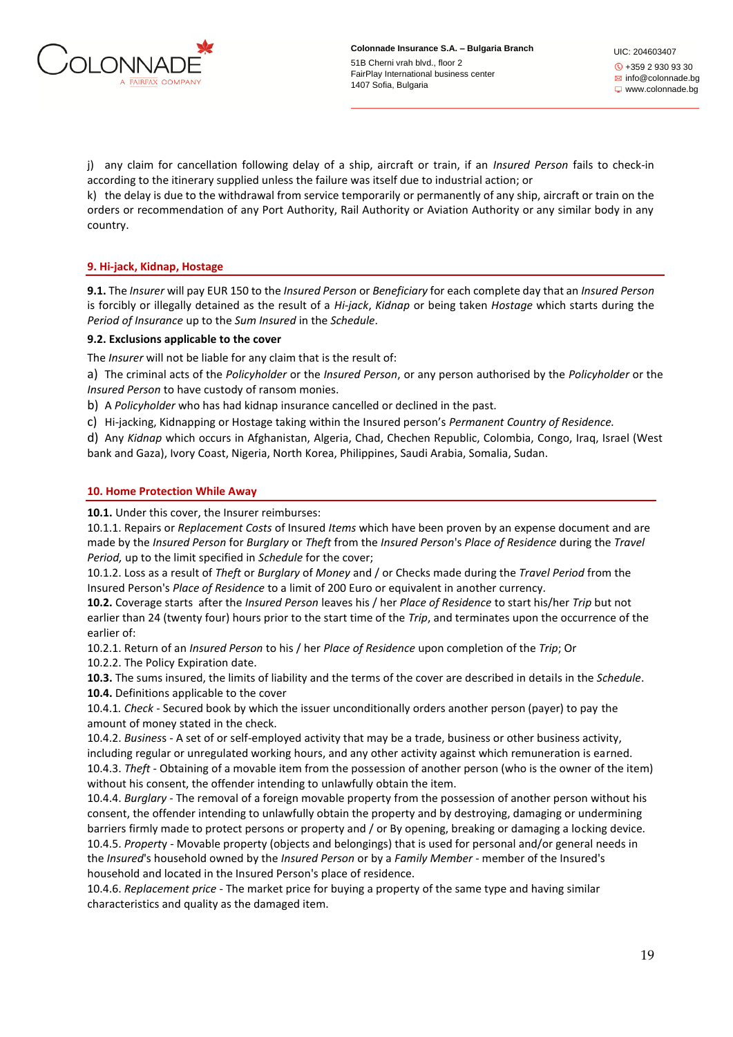j) any claim for cancellation following delay of a ship, aircraft or train, if an *Insured Person* fails to check-in according to the itinerary supplied unless the failure was itself due to industrial action; or

k) the delay is due to the withdrawal from service temporarily or permanently of any ship, aircraft or train on the orders or recommendation of any Port Authority, Rail Authority or Aviation Authority or any similar body in any country.

## 9. Hi-jack, Kidnap, Hostage

**9.1.** The *Insurer* will pay EUR 150 to the *Insured Person* or *Beneficiary* for each complete day that an *Insured Person* is forcibly or illegally detained as the result of a *Hi-jack*, *Kidnap* or being taken *Hostage* which starts during the *Period of Insurance* up to the *Sum Insured* in the *Schedule*.

**9.2. Exclusions applicable to the cover**

The *Insurer* will not be liable for any claim that is the result of:

a) The criminal acts of the *Policyholder* or the *Insured Person*, or any person authorised by the *Policyholder* or the *Insured Person* to have custody of ransom monies.

b) A *Policyholder* who has had kidnap insurance cancelled or declined in the past.

c) Hi-jacking, Kidnapping or Hostage taking within the Insured person's *Permanent Country of Residence.*

d) Any *Kidnap* which occurs in Afghanistan, Algeria, Chad, Chechen Republic, Colombia, Congo, Iraq, Israel (West bank and Gaza), Ivory Coast, Nigeria, North Korea, Philippines, Saudi Arabia, Somalia, Sudan.

## 10. Home Protection While Away

**10.1.** Under this cover, the Insurer reimburses:

10.1.1. Repairs or *Replacement Costs* of Insured *Items* which have been proven by an expense document and are made by the *Insured Person* for *Burglary* or *Theft* from the *Insured Person*'s *Place of Residence* during the *Travel Period,* up to the limit specified in *Schedule* for the cover;

10.1.2. Loss as a result of *Theft* or *Burglary* of *Money* and / or Checks made during the *Travel Period* from the Insured Person's *Place of Residence* to a limit of 200 Euro or equivalent in another currency.

**10.2.** Coverage starts after the *Insured Person* leaves his / her *Place of Residence* to start his/her *Trip* but not earlier than 24 (twenty four) hours prior to the start time of the *Trip*, and terminates upon the occurrence of the earlier of:

10.2.1. Return of an *Insured Person* to his / her *Place of Residence* upon completion of the *Trip*; Or

10.2.2. The Policy Expiration date.

**10.3.** The sums insured, the limits of liability and the terms of the cover are described in details in the *Schedule*.

**10.4.** Definitions applicable to the cover

10.4.1*. Check* - Secured book by which the issuer unconditionally orders another person (payer) to pay the amount of money stated in the check.

10.4.2. *Business* - A set of or self-employed activity that may be a trade, business or other business activity, including regular or unregulated working hours, and any other activity against which remuneration is earned.

10.4.3. *Theft* - Obtaining of a movable item from the possession of another person (who is the owner of the item) without his consent, the offender intending to unlawfully obtain the item.

10.4.4. *Burglary* - The removal of a foreign movable property from the possession of another person without his consent, the offender intending to unlawfully obtain the property and by destroying, damaging or undermining barriers firmly made to protect persons or property and / or By opening, breaking or damaging a locking device.

10.4.5. *Property* - Movable property (objects and belongings) that is used for personal and/or general needs in the *Insured*'s household owned by the *Insured Person* or by a *Family Member* - member of the Insured's household and located in the Insured Person's place of residence.

10.4.6. *Replacement price* - The market price for buying a property of the same type and having similar characteristics and quality as the damaged item.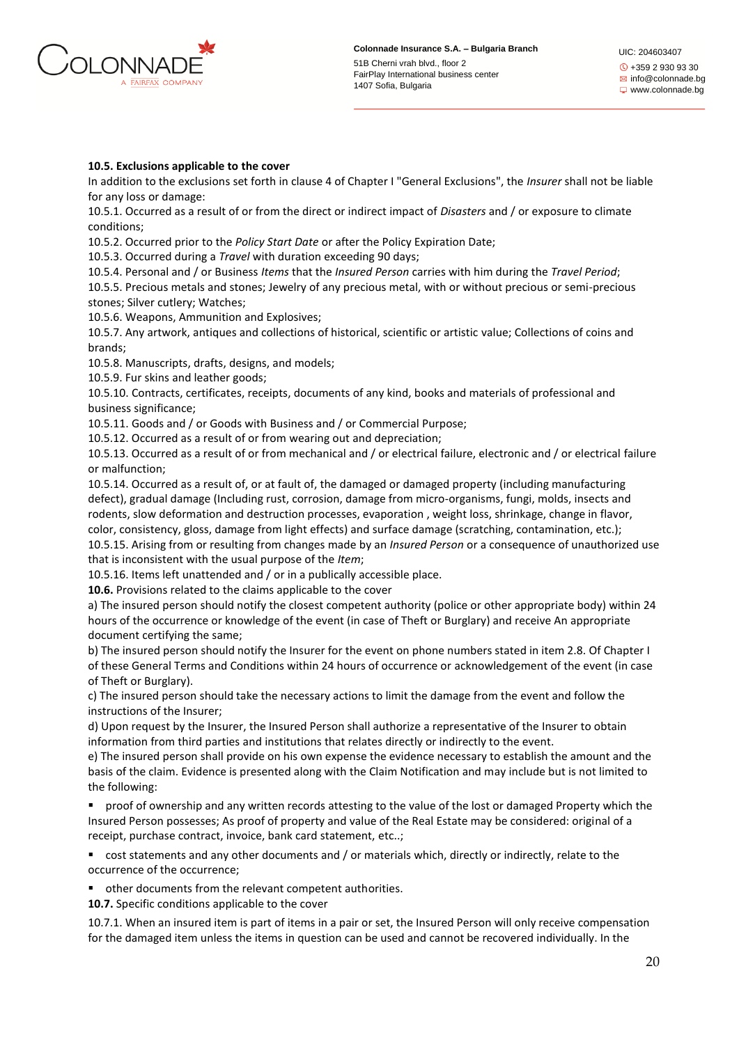**10.5. Exclusions applicable to the cover**

In addition to the exclusions set forth in clause 4 of Chapter I "General Exclusions", the *Insurer* shall not be liable for any loss or damage:

10.5.1. Occurred as a result of or from the direct or indirect impact of *Disasters* and / or exposure to climate conditions;

10.5.2. Occurred prior to the *Policy Start Date* or after the Policy Expiration Date;

10.5.3. Occurred during a *Travel* with duration exceeding 90 days;

10.5.4. Personal and / or Business *Items* that the *Insured Person* carries with him during the *Travel Period*;

10.5.5. Precious metals and stones; Jewelry of any precious metal, with or without precious or semi-precious stones; Silver cutlery; Watches;

10.5.6. Weapons, Ammunition and Explosives;

10.5.7. Any artwork, antiques and collections of historical, scientific or artistic value; Collections of coins and brands;

10.5.8. Manuscripts, drafts, designs, and models;

10.5.9. Fur skins and leather goods;

10.5.10. Contracts, certificates, receipts, documents of any kind, books and materials of professional and business significance;

10.5.11. Goods and / or Goods with Business and / or Commercial Purpose;

10.5.12. Occurred as a result of or from wearing out and depreciation;

10.5.13. Occurred as a result of or from mechanical and / or electrical failure, electronic and / or electrical failure or malfunction;

10.5.14. Occurred as a result of, or at fault of, the damaged or damaged property (including manufacturing defect), gradual damage (Including rust, corrosion, damage from micro-organisms, fungi, molds, insects and rodents, slow deformation and destruction processes, evaporation , weight loss, shrinkage, change in flavor, color, consistency, gloss, damage from light effects) and surface damage (scratching, contamination, etc.);

10.5.15. Arising from or resulting from changes made by an *Insured Person* or a consequence of unauthorized use that is inconsistent with the usual purpose of the *Item*;

10.5.16. Items left unattended and / or in a publically accessible place.

**10.6.** Provisions related to the claims applicable to the cover

a) The insured person should notify the closest competent authority (police or other appropriate body) within 24 hours of the occurrence or knowledge of the event (in case of Theft or Burglary) and receive An appropriate document certifying the same;

b) The insured person should notify the Insurer for the event on phone numbers stated in item 2.8. Of Chapter I of these General Terms and Conditions within 24 hours of occurrence or acknowledgement of the event (in case of Theft or Burglary).

c) The insured person should take the necessary actions to limit the damage from the event and follow the instructions of the Insurer;

d) Upon request by the Insurer, the Insured Person shall authorize a representative of the Insurer to obtain information from third parties and institutions that relates directly or indirectly to the event.

e) The insured person shall provide on his own expense the evidence necessary to establish the amount and the basis of the claim. Evidence is presented along with the Claim Notification and may include but is not limited to the following:

- proof of ownership and any written records attesting to the value of the lost or damaged Property which the Insured Person possesses; As proof of property and value of the Real Estate may be considered: original of a receipt, purchase contract, invoice, bank card statement, etc..;
- cost statements and any other documents and / or materials which, directly or indirectly, relate to the occurrence of the occurrence;
- other documents from the relevant competent authorities.

**10.7.** Specific conditions applicable to the cover

10.7.1. When an insured item is part of items in a pair or set, the Insured Person will only receive compensation for the damaged item unless the items in question can be used and cannot be recovered individually. In the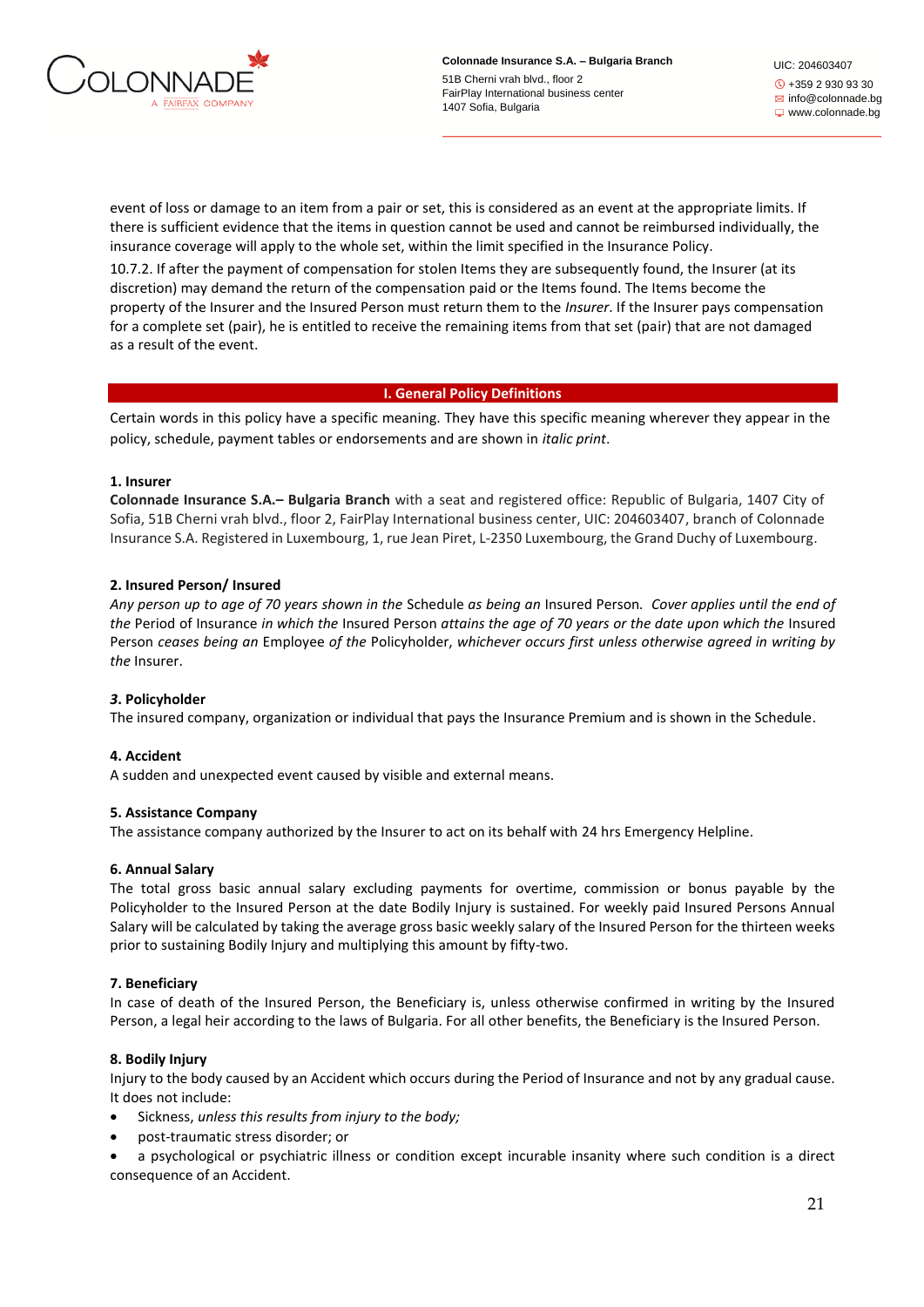event of loss or damage to an item from a pair or set, this is considered as an event at the appropriate limits. If there is sufficient evidence that the items in question cannot be used and cannot be reimbursed individually, the insurance coverage will apply to the whole set, within the limit specified in the Insurance Policy.

10.7.2. If after the payment of compensation for stolen Items they are subsequently found, the Insurer (at its discretion) may demand the return of the compensation paid or the Items found. The Items become the property of the Insurer and the Insured Person must return them to the *Insurer*. If the Insurer pays compensation for a complete set (pair), he is entitled to receive the remaining items from that set (pair) that are not damaged as a result of the event.

## I. General Policy Definitions

Certain words in this policy have a specific meaning. They have this specific meaning wherever they appear in the policy, schedule, payment tables or endorsements and are shown in *italic print*.

**1. Insurer**

**Colonnade Insurance S.A.– Bulgaria Branch** with a seat and registered office: Republic of Bulgaria, 1407 City of Sofia, 51B Cherni vrah blvd., floor 2, FairPlay International business center, UIC: 204603407, branch of Colonnade Insurance S.A. Registered in Luxembourg, 1, rue Jean Piret, L-2350 Luxembourg, the Grand Duchy of Luxembourg.

**2. Insured Person/ Insured**

*Any person up to age of 70 years shown in the* Schedule *as being an* Insured Person*. Cover applies until the end of the* Period of Insurance *in which the* Insured Person *attains the age of 70 years or the date upon which the* Insured Person *ceases being an* Employee *of the* Policyholder, *whichever occurs first unless otherwise agreed in writing by the* Insurer.

***3.* Policyholder**

The insured company, organization or individual that pays the Insurance Premium and is shown in the Schedule.

**4. Accident**

A sudden and unexpected event caused by visible and external means.

**5. Assistance Company**

The assistance company authorized by the Insurer to act on its behalf with 24 hrs Emergency Helpline.

**6. Annual Salary**

The total gross basic annual salary excluding payments for overtime, commission or bonus payable by the Policyholder to the Insured Person at the date Bodily Injury is sustained. For weekly paid Insured Persons Annual Salary will be calculated by taking the average gross basic weekly salary of the Insured Person for the thirteen weeks prior to sustaining Bodily Injury and multiplying this amount by fifty-two.

**7. Beneficiary**

In case of death of the Insured Person, the Beneficiary is, unless otherwise confirmed in writing by the Insured Person, a legal heir according to the laws of Bulgaria. For all other benefits, the Beneficiary is the Insured Person.

**8. Bodily Injury**

Injury to the body caused by an Accident which occurs during the Period of Insurance and not by any gradual cause. It does not include:

- Sickness, *unless this results from injury to the body;*
- post-traumatic stress disorder; or
- a psychological or psychiatric illness or condition except incurable insanity where such condition is a direct consequence of an Accident.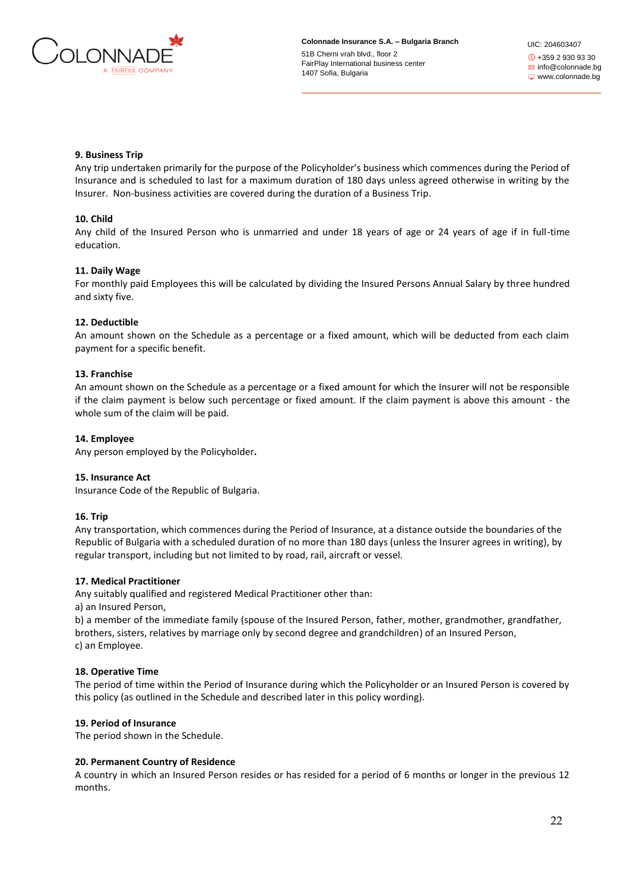**9. Business Trip**

Any trip undertaken primarily for the purpose of the Policyholder's business which commences during the Period of Insurance and is scheduled to last for a maximum duration of 180 days unless agreed otherwise in writing by the Insurer. Non-business activities are covered during the duration of a Business Trip.

**10. Child**

Any child of the Insured Person who is unmarried and under 18 years of age or 24 years of age if in full-time education.

**11. Daily Wage**

For monthly paid Employees this will be calculated by dividing the Insured Persons Annual Salary by three hundred and sixty five.

**12. Deductible**

An amount shown on the Schedule as a percentage or a fixed amount, which will be deducted from each claim payment for a specific benefit.

**13. Franchise**

An amount shown on the Schedule as a percentage or a fixed amount for which the Insurer will not be responsible if the claim payment is below such percentage or fixed amount. If the claim payment is above this amount - the whole sum of the claim will be paid.

**14. Employee**

Any person employed by the Policyholder**.**

**15. Insurance Act**

Insurance Code of the Republic of Bulgaria.

**16. Trip**

Any transportation, which commences during the Period of Insurance, at a distance outside the boundaries of the Republic of Bulgaria with a scheduled duration of no more than 180 days (unless the Insurer agrees in writing), by regular transport, including but not limited to by road, rail, aircraft or vessel.

**17. Medical Practitioner**

Any suitably qualified and registered Medical Practitioner other than:

a) an Insured Person,

b) a member of the immediate family (spouse of the Insured Person, father, mother, grandmother, grandfather, brothers, sisters, relatives by marriage only by second degree and grandchildren) of an Insured Person,

c) an Employee.

**18. Operative Time**

The period of time within the Period of Insurance during which the Policyholder or an Insured Person is covered by this policy (as outlined in the Schedule and described later in this policy wording).

**19. Period of Insurance**

The period shown in the Schedule.

**20. Permanent Country of Residence**

A country in which an Insured Person resides or has resided for a period of 6 months or longer in the previous 12 months.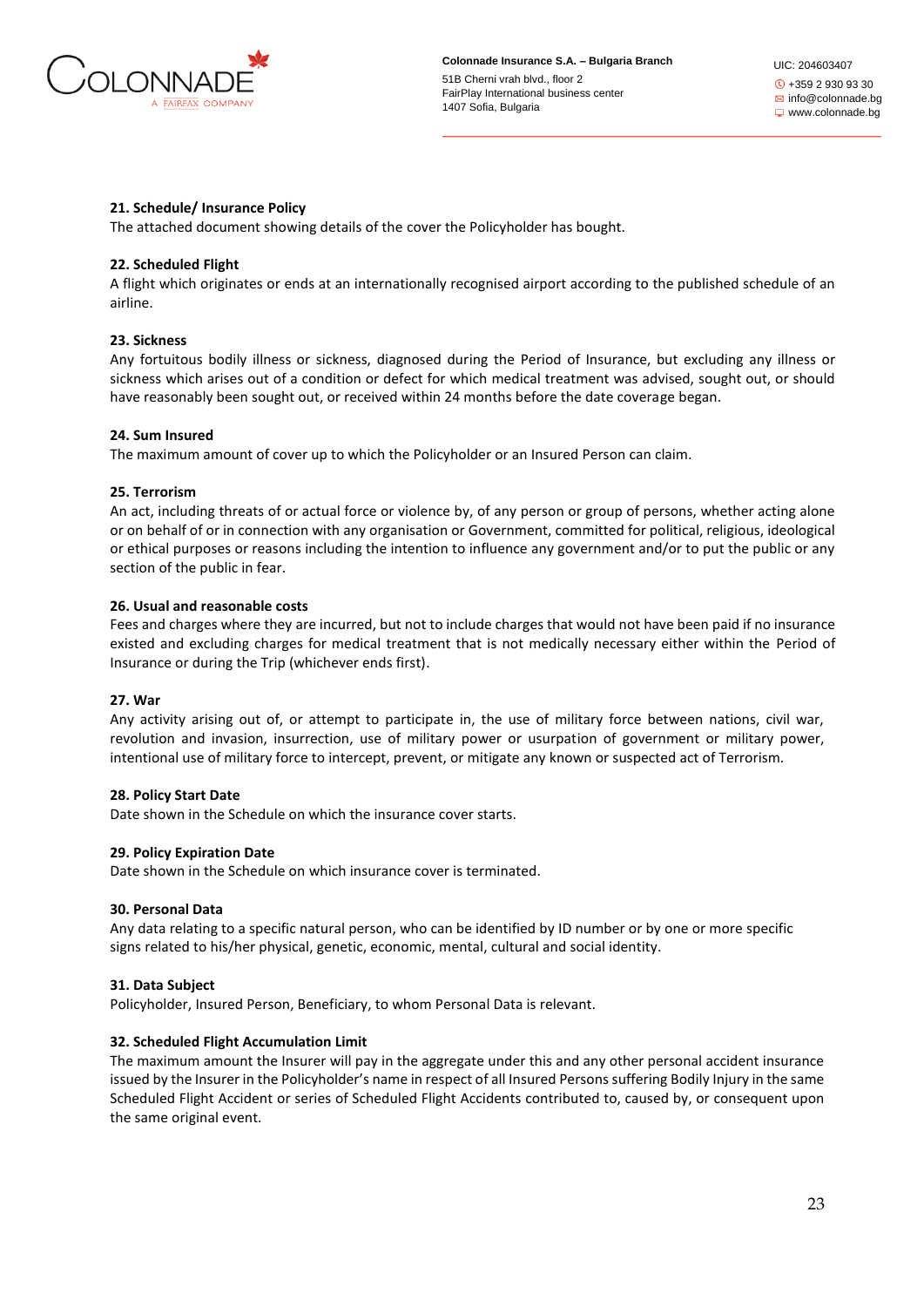**21. Schedule/ Insurance Policy**

The attached document showing details of the cover the Policyholder has bought.

**22. Scheduled Flight**

A flight which originates or ends at an internationally recognised airport according to the published schedule of an airline.

**23. Sickness**

Any fortuitous bodily illness or sickness, diagnosed during the Period of Insurance, but excluding any illness or sickness which arises out of a condition or defect for which medical treatment was advised, sought out, or should have reasonably been sought out, or received within 24 months before the date coverage began.

**24. Sum Insured**

The maximum amount of cover up to which the Policyholder or an Insured Person can claim.

**25. Terrorism**

An act, including threats of or actual force or violence by, of any person or group of persons, whether acting alone or on behalf of or in connection with any organisation or Government, committed for political, religious, ideological or ethical purposes or reasons including the intention to influence any government and/or to put the public or any section of the public in fear.

**26. Usual and reasonable costs**

Fees and charges where they are incurred, but not to include charges that would not have been paid if no insurance existed and excluding charges for medical treatment that is not medically necessary either within the Period of Insurance or during the Trip (whichever ends first).

**27. War**

Any activity arising out of, or attempt to participate in, the use of military force between nations, civil war, revolution and invasion, insurrection, use of military power or usurpation of government or military power, intentional use of military force to intercept, prevent, or mitigate any known or suspected act of Terrorism.

**28. Policy Start Date**

Date shown in the Schedule on which the insurance cover starts.

**29. Policy Expiration Date**

Date shown in the Schedule on which insurance cover is terminated.

**30. Personal Data**

Any data relating to a specific natural person, who can be identified by ID number or by one or more specific signs related to his/her physical, genetic, economic, mental, cultural and social identity.

**31. Data Subject**

Policyholder, Insured Person, Beneficiary, to whom Personal Data is relevant.

**32. Scheduled Flight Accumulation Limit**

The maximum amount the Insurer will pay in the aggregate under this and any other personal accident insurance issued by the Insurer in the Policyholder's name in respect of all Insured Persons suffering Bodily Injury in the same Scheduled Flight Accident or series of Scheduled Flight Accidents contributed to, caused by, or consequent upon the same original event.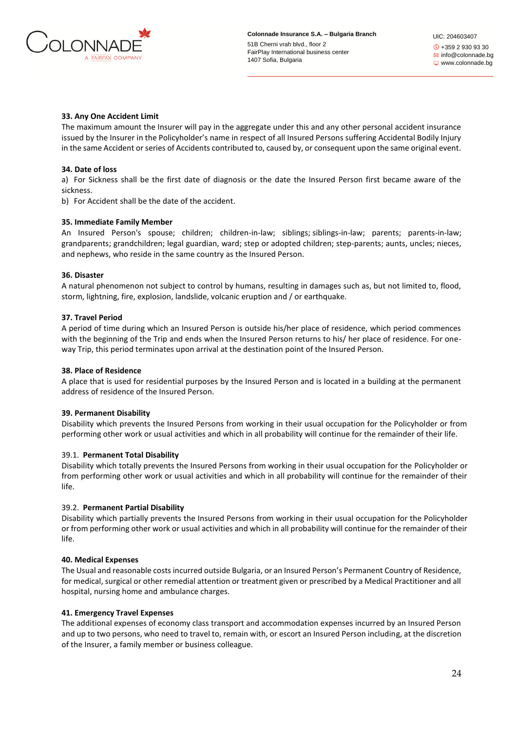**33. Any One Accident Limit**

The maximum amount the Insurer will pay in the aggregate under this and any other personal accident insurance issued by the Insurer in the Policyholder's name in respect of all Insured Persons suffering Accidental Bodily Injury in the same Accident or series of Accidents contributed to, caused by, or consequent upon the same original event.

**34. Date of loss**

a) For Sickness shall be the first date of diagnosis or the date the Insured Person first became aware of the sickness.

b) For Accident shall be the date of the accident.

**35. Immediate Family Member**

An Insured Person's spouse; children; children-in-law; siblings; siblings-in-law; parents; parents-in-law; grandparents; grandchildren; legal guardian, ward; step or adopted children; step-parents; aunts, uncles; nieces, and nephews, who reside in the same country as the Insured Person.

**36. Disaster**

A natural phenomenon not subject to control by humans, resulting in damages such as, but not limited to, flood, storm, lightning, fire, explosion, landslide, volcanic eruption and / or earthquake.

**37. Travel Period**

A period of time during which an Insured Person is outside his/her place of residence, which period commences with the beginning of the Trip and ends when the Insured Person returns to his/ her place of residence. For one-way Trip, this period terminates upon arrival at the destination point of the Insured Person.

**38. Place of Residence**

A place that is used for residential purposes by the Insured Person and is located in a building at the permanent address of residence of the Insured Person.

**39. Permanent Disability**

Disability which prevents the Insured Persons from working in their usual occupation for the Policyholder or from performing other work or usual activities and which in all probability will continue for the remainder of their life.

39.1. **Permanent Total Disability**

Disability which totally prevents the Insured Persons from working in their usual occupation for the Policyholder or from performing other work or usual activities and which in all probability will continue for the remainder of their life.

39.2. **Permanent Partial Disability**

Disability which partially prevents the Insured Persons from working in their usual occupation for the Policyholder or from performing other work or usual activities and which in all probability will continue for the remainder of their life.

**40. Medical Expenses**

The Usual and reasonable costs incurred outside Bulgaria, or an Insured Person's Permanent Country of Residence, for medical, surgical or other remedial attention or treatment given or prescribed by a Medical Practitioner and all hospital, nursing home and ambulance charges.

**41. Emergency Travel Expenses**

The additional expenses of economy class transport and accommodation expenses incurred by an Insured Person and up to two persons, who need to travel to, remain with, or escort an Insured Person including, at the discretion of the Insurer, a family member or business colleague.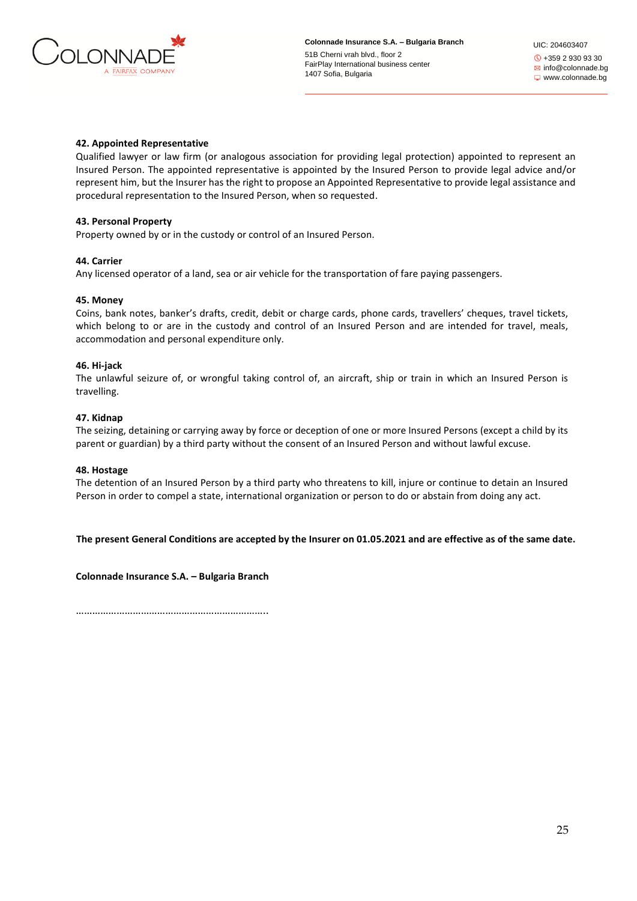**42. Appointed Representative**

Qualified lawyer or law firm (or analogous association for providing legal protection) appointed to represent an Insured Person. The appointed representative is appointed by the Insured Person to provide legal advice and/or represent him, but the Insurer has the right to propose an Appointed Representative to provide legal assistance and procedural representation to the Insured Person, when so requested.

**43. Personal Property**

Property owned by or in the custody or control of an Insured Person.

**44. Carrier**

Any licensed operator of a land, sea or air vehicle for the transportation of fare paying passengers.

**45. Money**

Coins, bank notes, banker's drafts, credit, debit or charge cards, phone cards, travellers' cheques, travel tickets, which belong to or are in the custody and control of an Insured Person and are intended for travel, meals, accommodation and personal expenditure only.

**46. Hi-jack**

The unlawful seizure of, or wrongful taking control of, an aircraft, ship or train in which an Insured Person is travelling.

**47. Kidnap**

The seizing, detaining or carrying away by force or deception of one or more Insured Persons (except a child by its parent or guardian) by a third party without the consent of an Insured Person and without lawful excuse.

**48. Hostage**

The detention of an Insured Person by a third party who threatens to kill, injure or continue to detain an Insured Person in order to compel a state, international organization or person to do or abstain from doing any act.

**The present General Conditions are accepted by the Insurer on 01.05.2021 and are effective as of the same date.**

**Colonnade Insurance S.A. – Bulgaria Branch**

……………………………………………………………..